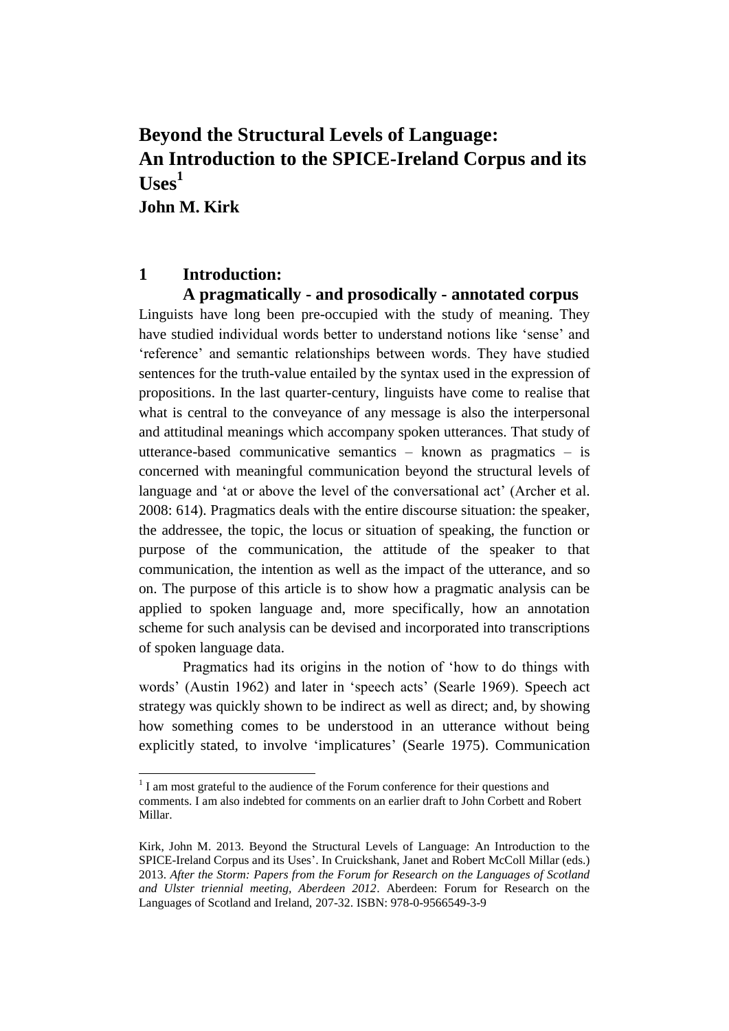# Beyond the Structural Levels of Language: An Introduction to the SPICE-Ireland Corpus and its Uses[1]

**John M. Kirk**

## 1 Introduction: A pragmatically - and prosodically - annotated corpus

Linguists have long been pre-occupied with the study of meaning. They have studied individual words better to understand notions like 'sense' and 'reference' and semantic relationships between words. They have studied sentences for the truth-value entailed by the syntax used in the expression of propositions. In the last quarter-century, linguists have come to realise that what is central to the conveyance of any message is also the interpersonal and attitudinal meanings which accompany spoken utterances. That study of utterance-based communicative semantics – known as pragmatics – is concerned with meaningful communication beyond the structural levels of language and 'at or above the level of the conversational act' (Archer et al. 2008: 614). Pragmatics deals with the entire discourse situation: the speaker, the addressee, the topic, the locus or situation of speaking, the function or purpose of the communication, the attitude of the speaker to that communication, the intention as well as the impact of the utterance, and so on. The purpose of this article is to show how a pragmatic analysis can be applied to spoken language and, more specifically, how an annotation scheme for such analysis can be devised and incorporated into transcriptions of spoken language data.

Pragmatics had its origins in the notion of 'how to do things with words' (Austin 1962) and later in 'speech acts' (Searle 1969). Speech act strategy was quickly shown to be indirect as well as direct; and, by showing how something comes to be understood in an utterance without being explicitly stated, to involve 'implicatures' (Searle 1975). Communication

---

[1] I am most grateful to the audience of the Forum conference for their questions and comments. I am also indebted for comments on an earlier draft to John Corbett and Robert Millar.

Kirk, John M. 2013. Beyond the Structural Levels of Language: An Introduction to the SPICE-Ireland Corpus and its Uses'. In Cruickshank, Janet and Robert McColl Millar (eds.) 2013. *After the Storm: Papers from the Forum for Research on the Languages of Scotland and Ulster triennial meeting, Aberdeen 2012*. Aberdeen: Forum for Research on the Languages of Scotland and Ireland, 207-32. ISBN: 978-0-9566549-3-9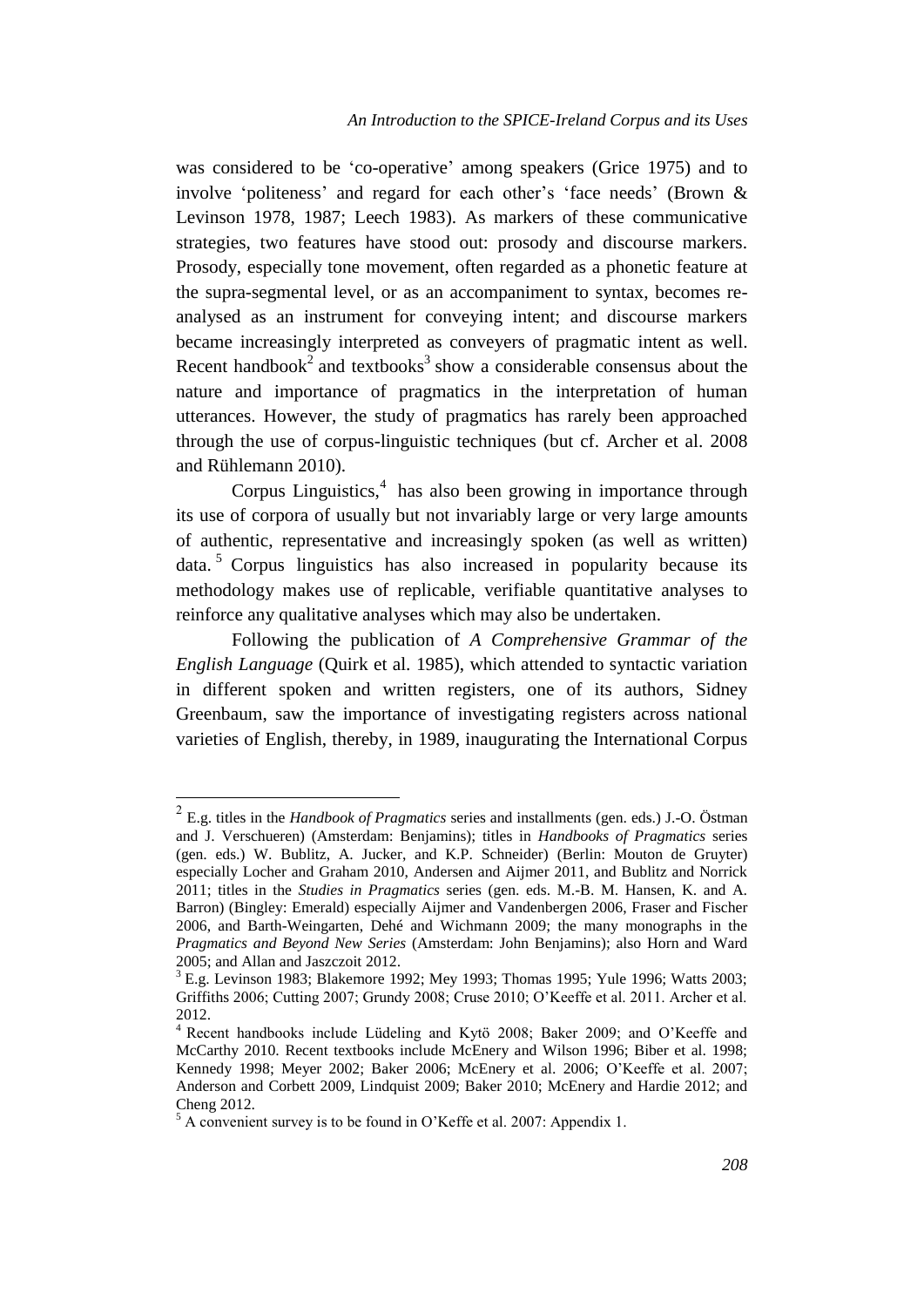was considered to be 'co-operative' among speakers (Grice 1975) and to involve 'politeness' and regard for each other's 'face needs' (Brown & Levinson 1978, 1987; Leech 1983). As markers of these communicative strategies, two features have stood out: prosody and discourse markers. Prosody, especially tone movement, often regarded as a phonetic feature at the supra-segmental level, or as an accompaniment to syntax, becomes re-analysed as an instrument for conveying intent; and discourse markers became increasingly interpreted as conveyers of pragmatic intent as well. Recent handbook[2] and textbooks[3] show a considerable consensus about the nature and importance of pragmatics in the interpretation of human utterances. However, the study of pragmatics has rarely been approached through the use of corpus-linguistic techniques (but cf. Archer et al. 2008 and Rühlemann 2010).

Corpus Linguistics,[4] has also been growing in importance through its use of corpora of usually but not invariably large or very large amounts of authentic, representative and increasingly spoken (as well as written) data.[5] Corpus linguistics has also increased in popularity because its methodology makes use of replicable, verifiable quantitative analyses to reinforce any qualitative analyses which may also be undertaken.

Following the publication of *A Comprehensive Grammar of the English Language* (Quirk et al. 1985), which attended to syntactic variation in different spoken and written registers, one of its authors, Sidney Greenbaum, saw the importance of investigating registers across national varieties of English, thereby, in 1989, inaugurating the International Corpus

---

[2] E.g. titles in the *Handbook of Pragmatics* series and installments (gen. eds.) J.-O. Östman and J. Verschueren) (Amsterdam: Benjamins); titles in *Handbooks of Pragmatics* series (gen. eds.) W. Bublitz, A. Jucker, and K.P. Schneider) (Berlin: Mouton de Gruyter) especially Locher and Graham 2010, Andersen and Aijmer 2011, and Bublitz and Norrick 2011; titles in the *Studies in Pragmatics* series (gen. eds. M.-B. M. Hansen, K. and A. Barron) (Bingley: Emerald) especially Aijmer and Vandenbergen 2006, Fraser and Fischer 2006, and Barth-Weingarten, Dehé and Wichmann 2009; the many monographs in the *Pragmatics and Beyond New Series* (Amsterdam: John Benjamins); also Horn and Ward 2005; and Allan and Jaszczoit 2012.

[3] E.g. Levinson 1983; Blakemore 1992; Mey 1993; Thomas 1995; Yule 1996; Watts 2003; Griffiths 2006; Cutting 2007; Grundy 2008; Cruse 2010; O'Keeffe et al. 2011. Archer et al. 2012.

[4] Recent handbooks include Lüdeling and Kytö 2008; Baker 2009; and O'Keeffe and McCarthy 2010. Recent textbooks include McEnery and Wilson 1996; Biber et al. 1998; Kennedy 1998; Meyer 2002; Baker 2006; McEnery et al. 2006; O'Keeffe et al. 2007; Anderson and Corbett 2009, Lindquist 2009; Baker 2010; McEnery and Hardie 2012; and Cheng 2012.

[5] A convenient survey is to be found in O'Keffe et al. 2007: Appendix 1.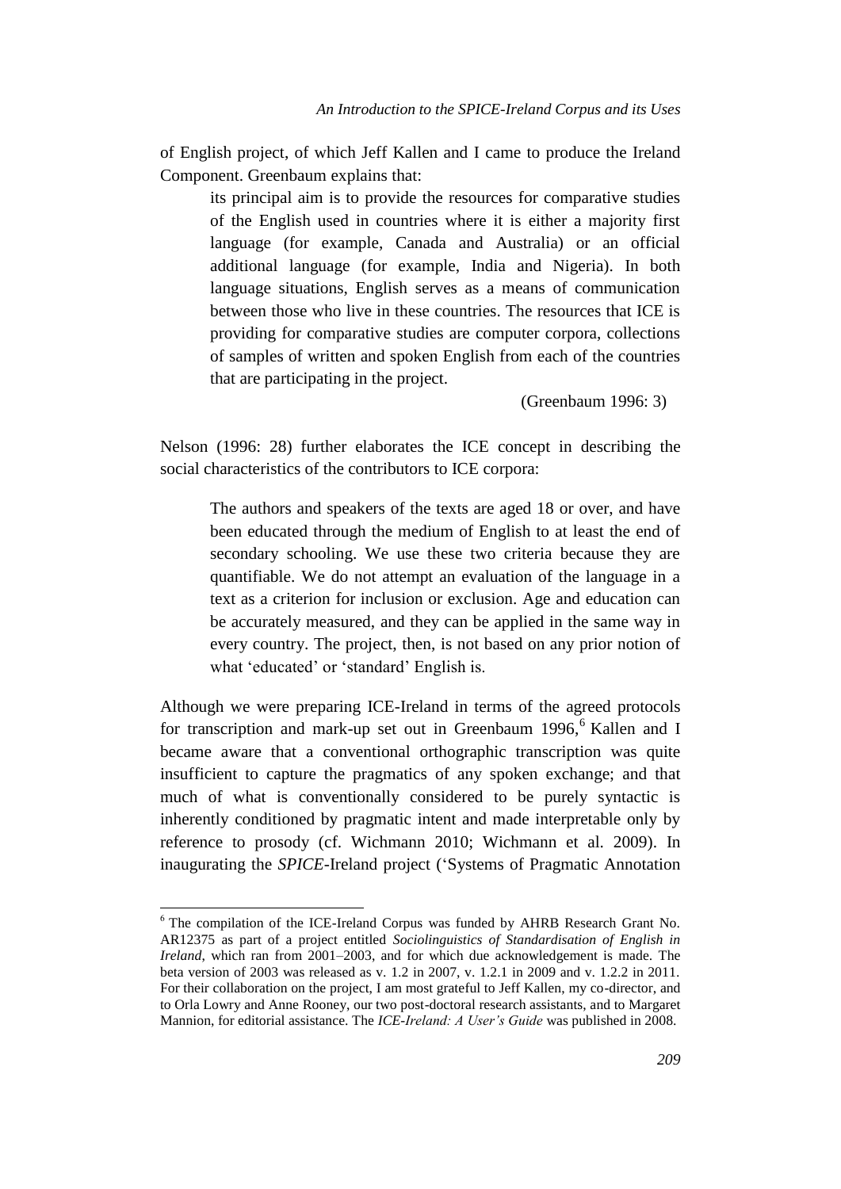of English project, of which Jeff Kallen and I came to produce the Ireland Component. Greenbaum explains that:

> its principal aim is to provide the resources for comparative studies of the English used in countries where it is either a majority first language (for example, Canada and Australia) or an official additional language (for example, India and Nigeria). In both language situations, English serves as a means of communication between those who live in these countries. The resources that ICE is providing for comparative studies are computer corpora, collections of samples of written and spoken English from each of the countries that are participating in the project.
>
> (Greenbaum 1996: 3)

Nelson (1996: 28) further elaborates the ICE concept in describing the social characteristics of the contributors to ICE corpora:

> The authors and speakers of the texts are aged 18 or over, and have been educated through the medium of English to at least the end of secondary schooling. We use these two criteria because they are quantifiable. We do not attempt an evaluation of the language in a text as a criterion for inclusion or exclusion. Age and education can be accurately measured, and they can be applied in the same way in every country. The project, then, is not based on any prior notion of what 'educated' or 'standard' English is.

Although we were preparing ICE-Ireland in terms of the agreed protocols for transcription and mark-up set out in Greenbaum 1996,[6] Kallen and I became aware that a conventional orthographic transcription was quite insufficient to capture the pragmatics of any spoken exchange; and that much of what is conventionally considered to be purely syntactic is inherently conditioned by pragmatic intent and made interpretable only by reference to prosody (cf. Wichmann 2010; Wichmann et al. 2009). In inaugurating the *SPICE*-Ireland project ('Systems of Pragmatic Annotation

[6] The compilation of the ICE-Ireland Corpus was funded by AHRB Research Grant No. AR12375 as part of a project entitled *Sociolinguistics of Standardisation of English in Ireland*, which ran from 2001–2003, and for which due acknowledgement is made. The beta version of 2003 was released as v. 1.2 in 2007, v. 1.2.1 in 2009 and v. 1.2.2 in 2011. For their collaboration on the project, I am most grateful to Jeff Kallen, my co-director, and to Orla Lowry and Anne Rooney, our two post-doctoral research assistants, and to Margaret Mannion, for editorial assistance. The *ICE-Ireland: A User's Guide* was published in 2008.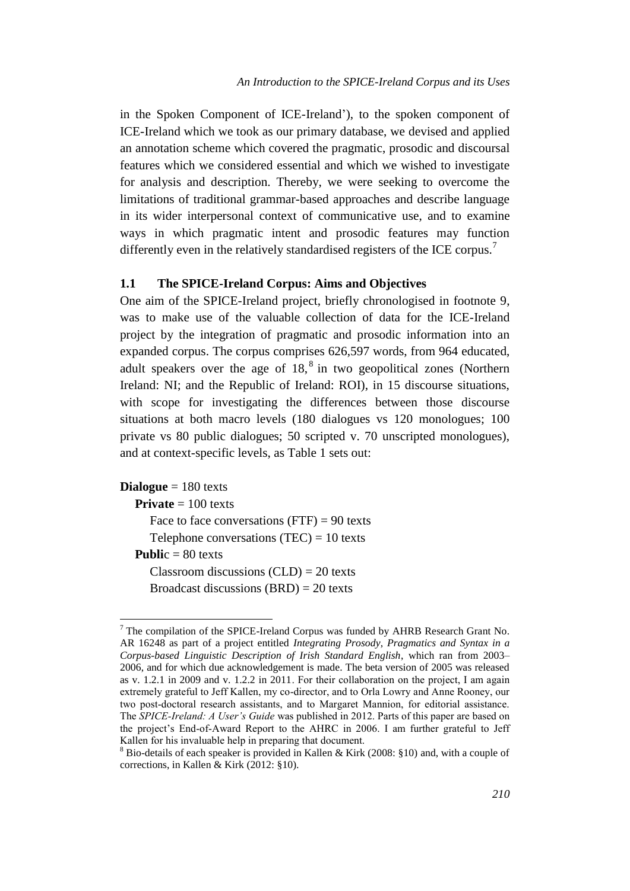in the Spoken Component of ICE-Ireland'), to the spoken component of ICE-Ireland which we took as our primary database, we devised and applied an annotation scheme which covered the pragmatic, prosodic and discoursal features which we considered essential and which we wished to investigate for analysis and description. Thereby, we were seeking to overcome the limitations of traditional grammar-based approaches and describe language in its wider interpersonal context of communicative use, and to examine ways in which pragmatic intent and prosodic features may function differently even in the relatively standardised registers of the ICE corpus.[7]

## 1.1 The SPICE-Ireland Corpus: Aims and Objectives

One aim of the SPICE-Ireland project, briefly chronologised in footnote 9, was to make use of the valuable collection of data for the ICE-Ireland project by the integration of pragmatic and prosodic information into an expanded corpus. The corpus comprises 626,597 words, from 964 educated, adult speakers over the age of 18,[8] in two geopolitical zones (Northern Ireland: NI; and the Republic of Ireland: ROI), in 15 discourse situations, with scope for investigating the differences between those discourse situations at both macro levels (180 dialogues vs 120 monologues; 100 private vs 80 public dialogues; 50 scripted v. 70 unscripted monologues), and at context-specific levels, as Table 1 sets out:

**Dialogue** = 180 texts
- **Private** = 100 texts
  - Face to face conversations (FTF) = 90 texts
  - Telephone conversations (TEC) = 10 texts
- **Publi**c = 80 texts
  - Classroom discussions (CLD) = 20 texts
  - Broadcast discussions (BRD) = 20 texts

[7] The compilation of the SPICE-Ireland Corpus was funded by AHRB Research Grant No. AR 16248 as part of a project entitled *Integrating Prosody, Pragmatics and Syntax in a Corpus-based Linguistic Description of Irish Standard English*, which ran from 2003–2006, and for which due acknowledgement is made. The beta version of 2005 was released as v. 1.2.1 in 2009 and v. 1.2.2 in 2011. For their collaboration on the project, I am again extremely grateful to Jeff Kallen, my co-director, and to Orla Lowry and Anne Rooney, our two post-doctoral research assistants, and to Margaret Mannion, for editorial assistance. The *SPICE-Ireland: A User's Guide* was published in 2012. Parts of this paper are based on the project's End-of-Award Report to the AHRC in 2006. I am further grateful to Jeff Kallen for his invaluable help in preparing that document.

[8] Bio-details of each speaker is provided in Kallen & Kirk (2008: §10) and, with a couple of corrections, in Kallen & Kirk (2012: §10).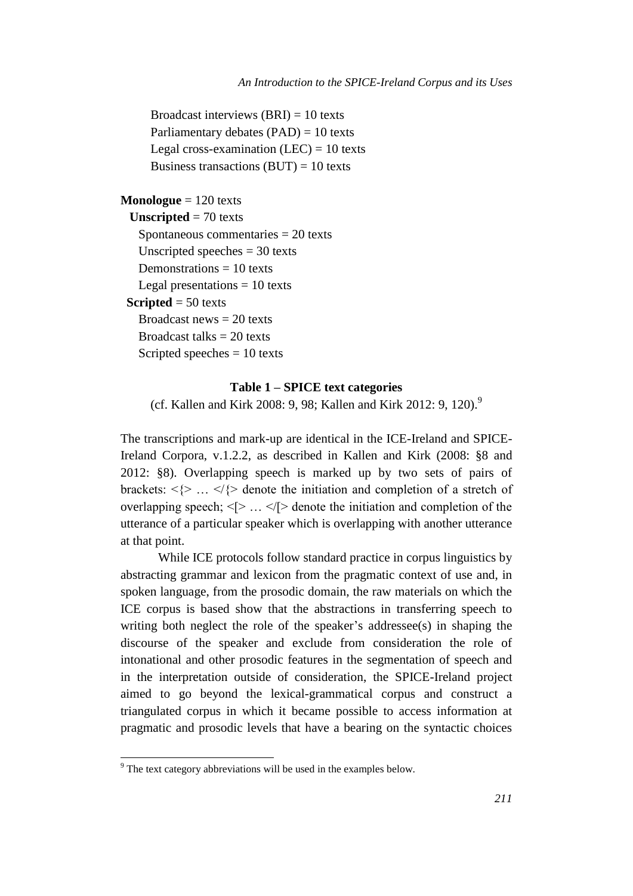Broadcast interviews (BRI) = 10 texts
Parliamentary debates (PAD) = 10 texts
Legal cross-examination (LEC) = 10 texts
Business transactions (BUT) = 10 texts

**Monologue** = 120 texts
**Unscripted** = 70 texts
Spontaneous commentaries = 20 texts
Unscripted speeches = 30 texts
Demonstrations = 10 texts
Legal presentations = 10 texts
**Scripted** = 50 texts
Broadcast news = 20 texts
Broadcast talks = 20 texts
Scripted speeches = 10 texts

**Table 1 – SPICE text categories**
(cf. Kallen and Kirk 2008: 9, 98; Kallen and Kirk 2012: 9, 120).[9]

The transcriptions and mark-up are identical in the ICE-Ireland and SPICE-Ireland Corpora, v.1.2.2, as described in Kallen and Kirk (2008: §8 and 2012: §8). Overlapping speech is marked up by two sets of pairs of brackets: <{> … </{> denote the initiation and completion of a stretch of overlapping speech; <[> … </[> denote the initiation and completion of the utterance of a particular speaker which is overlapping with another utterance at that point.

While ICE protocols follow standard practice in corpus linguistics by abstracting grammar and lexicon from the pragmatic context of use and, in spoken language, from the prosodic domain, the raw materials on which the ICE corpus is based show that the abstractions in transferring speech to writing both neglect the role of the speaker's addressee(s) in shaping the discourse of the speaker and exclude from consideration the role of intonational and other prosodic features in the segmentation of speech and in the interpretation outside of consideration, the SPICE-Ireland project aimed to go beyond the lexical-grammatical corpus and construct a triangulated corpus in which it became possible to access information at pragmatic and prosodic levels that have a bearing on the syntactic choices

[9] The text category abbreviations will be used in the examples below.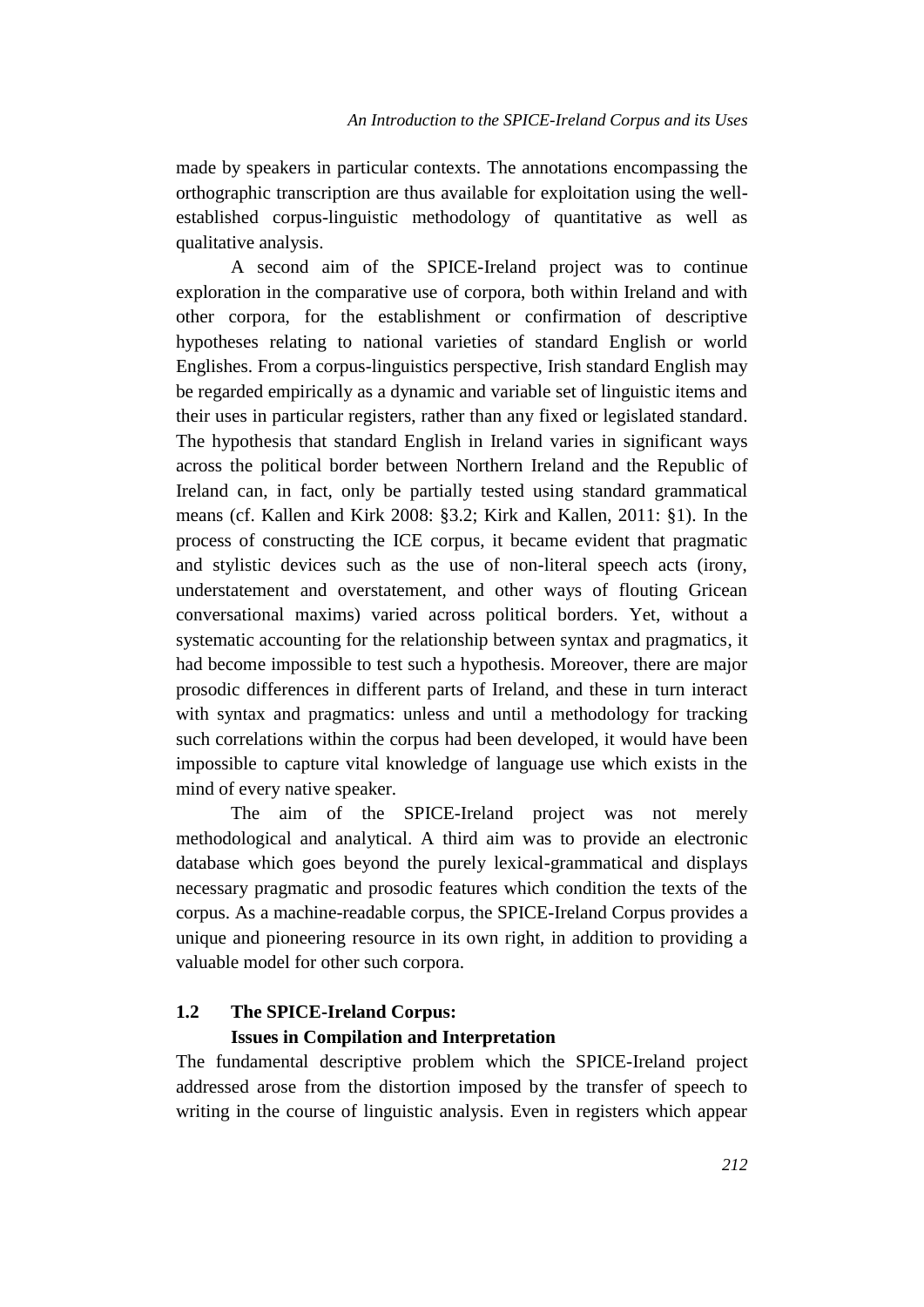made by speakers in particular contexts. The annotations encompassing the orthographic transcription are thus available for exploitation using the well-established corpus-linguistic methodology of quantitative as well as qualitative analysis.

A second aim of the SPICE-Ireland project was to continue exploration in the comparative use of corpora, both within Ireland and with other corpora, for the establishment or confirmation of descriptive hypotheses relating to national varieties of standard English or world Englishes. From a corpus-linguistics perspective, Irish standard English may be regarded empirically as a dynamic and variable set of linguistic items and their uses in particular registers, rather than any fixed or legislated standard. The hypothesis that standard English in Ireland varies in significant ways across the political border between Northern Ireland and the Republic of Ireland can, in fact, only be partially tested using standard grammatical means (cf. Kallen and Kirk 2008: §3.2; Kirk and Kallen, 2011: §1). In the process of constructing the ICE corpus, it became evident that pragmatic and stylistic devices such as the use of non-literal speech acts (irony, understatement and overstatement, and other ways of flouting Gricean conversational maxims) varied across political borders. Yet, without a systematic accounting for the relationship between syntax and pragmatics, it had become impossible to test such a hypothesis. Moreover, there are major prosodic differences in different parts of Ireland, and these in turn interact with syntax and pragmatics: unless and until a methodology for tracking such correlations within the corpus had been developed, it would have been impossible to capture vital knowledge of language use which exists in the mind of every native speaker.

The aim of the SPICE-Ireland project was not merely methodological and analytical. A third aim was to provide an electronic database which goes beyond the purely lexical-grammatical and displays necessary pragmatic and prosodic features which condition the texts of the corpus. As a machine-readable corpus, the SPICE-Ireland Corpus provides a unique and pioneering resource in its own right, in addition to providing a valuable model for other such corpora.

## 1.2 The SPICE-Ireland Corpus: Issues in Compilation and Interpretation

The fundamental descriptive problem which the SPICE-Ireland project addressed arose from the distortion imposed by the transfer of speech to writing in the course of linguistic analysis. Even in registers which appear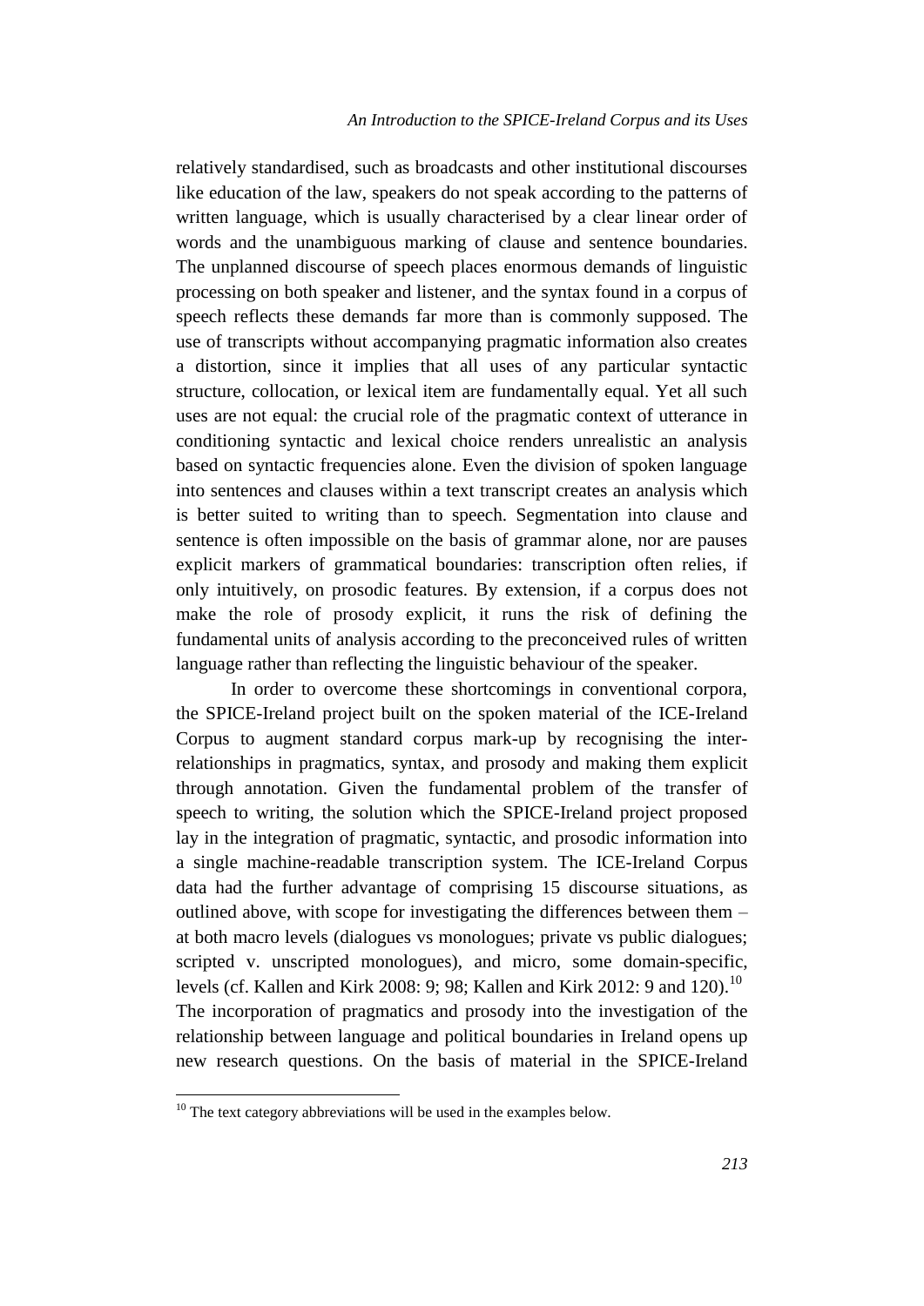relatively standardised, such as broadcasts and other institutional discourses like education of the law, speakers do not speak according to the patterns of written language, which is usually characterised by a clear linear order of words and the unambiguous marking of clause and sentence boundaries. The unplanned discourse of speech places enormous demands of linguistic processing on both speaker and listener, and the syntax found in a corpus of speech reflects these demands far more than is commonly supposed. The use of transcripts without accompanying pragmatic information also creates a distortion, since it implies that all uses of any particular syntactic structure, collocation, or lexical item are fundamentally equal. Yet all such uses are not equal: the crucial role of the pragmatic context of utterance in conditioning syntactic and lexical choice renders unrealistic an analysis based on syntactic frequencies alone. Even the division of spoken language into sentences and clauses within a text transcript creates an analysis which is better suited to writing than to speech. Segmentation into clause and sentence is often impossible on the basis of grammar alone, nor are pauses explicit markers of grammatical boundaries: transcription often relies, if only intuitively, on prosodic features. By extension, if a corpus does not make the role of prosody explicit, it runs the risk of defining the fundamental units of analysis according to the preconceived rules of written language rather than reflecting the linguistic behaviour of the speaker.

In order to overcome these shortcomings in conventional corpora, the SPICE-Ireland project built on the spoken material of the ICE-Ireland Corpus to augment standard corpus mark-up by recognising the inter-relationships in pragmatics, syntax, and prosody and making them explicit through annotation. Given the fundamental problem of the transfer of speech to writing, the solution which the SPICE-Ireland project proposed lay in the integration of pragmatic, syntactic, and prosodic information into a single machine-readable transcription system. The ICE-Ireland Corpus data had the further advantage of comprising 15 discourse situations, as outlined above, with scope for investigating the differences between them – at both macro levels (dialogues vs monologues; private vs public dialogues; scripted v. unscripted monologues), and micro, some domain-specific, levels (cf. Kallen and Kirk 2008: 9; 98; Kallen and Kirk 2012: 9 and 120).[10] The incorporation of pragmatics and prosody into the investigation of the relationship between language and political boundaries in Ireland opens up new research questions. On the basis of material in the SPICE-Ireland

[10] The text category abbreviations will be used in the examples below.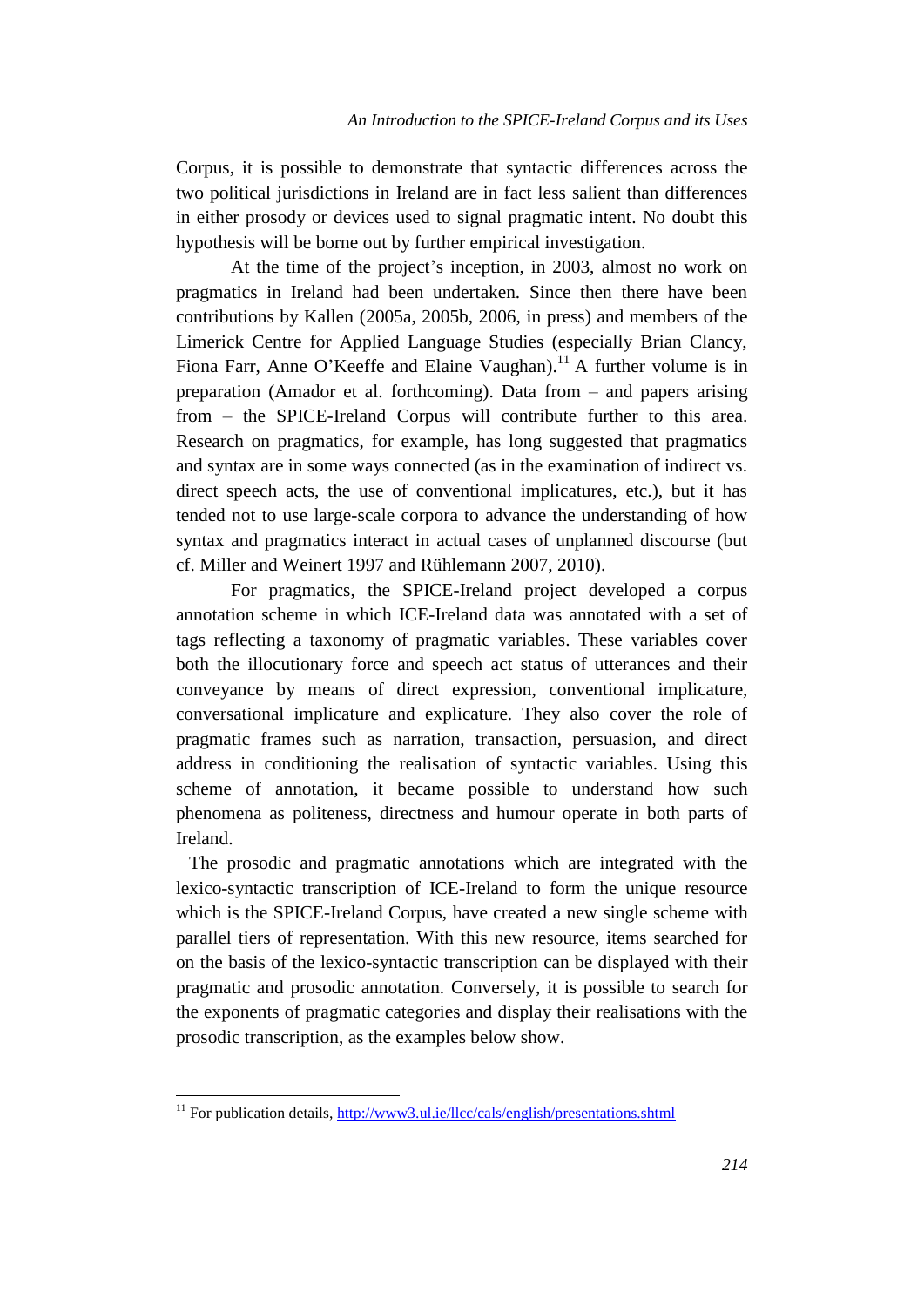Corpus, it is possible to demonstrate that syntactic differences across the two political jurisdictions in Ireland are in fact less salient than differences in either prosody or devices used to signal pragmatic intent. No doubt this hypothesis will be borne out by further empirical investigation.

At the time of the project's inception, in 2003, almost no work on pragmatics in Ireland had been undertaken. Since then there have been contributions by Kallen (2005a, 2005b, 2006, in press) and members of the Limerick Centre for Applied Language Studies (especially Brian Clancy, Fiona Farr, Anne O'Keeffe and Elaine Vaughan).[11] A further volume is in preparation (Amador et al. forthcoming). Data from – and papers arising from – the SPICE-Ireland Corpus will contribute further to this area. Research on pragmatics, for example, has long suggested that pragmatics and syntax are in some ways connected (as in the examination of indirect vs. direct speech acts, the use of conventional implicatures, etc.), but it has tended not to use large-scale corpora to advance the understanding of how syntax and pragmatics interact in actual cases of unplanned discourse (but cf. Miller and Weinert 1997 and Rühlemann 2007, 2010).

For pragmatics, the SPICE-Ireland project developed a corpus annotation scheme in which ICE-Ireland data was annotated with a set of tags reflecting a taxonomy of pragmatic variables. These variables cover both the illocutionary force and speech act status of utterances and their conveyance by means of direct expression, conventional implicature, conversational implicature and explicature. They also cover the role of pragmatic frames such as narration, transaction, persuasion, and direct address in conditioning the realisation of syntactic variables. Using this scheme of annotation, it became possible to understand how such phenomena as politeness, directness and humour operate in both parts of Ireland.

The prosodic and pragmatic annotations which are integrated with the lexico-syntactic transcription of ICE-Ireland to form the unique resource which is the SPICE-Ireland Corpus, have created a new single scheme with parallel tiers of representation. With this new resource, items searched for on the basis of the lexico-syntactic transcription can be displayed with their pragmatic and prosodic annotation. Conversely, it is possible to search for the exponents of pragmatic categories and display their realisations with the prosodic transcription, as the examples below show.

---

[11] For publication details, http://www3.ul.ie/llcc/cals/english/presentations.shtml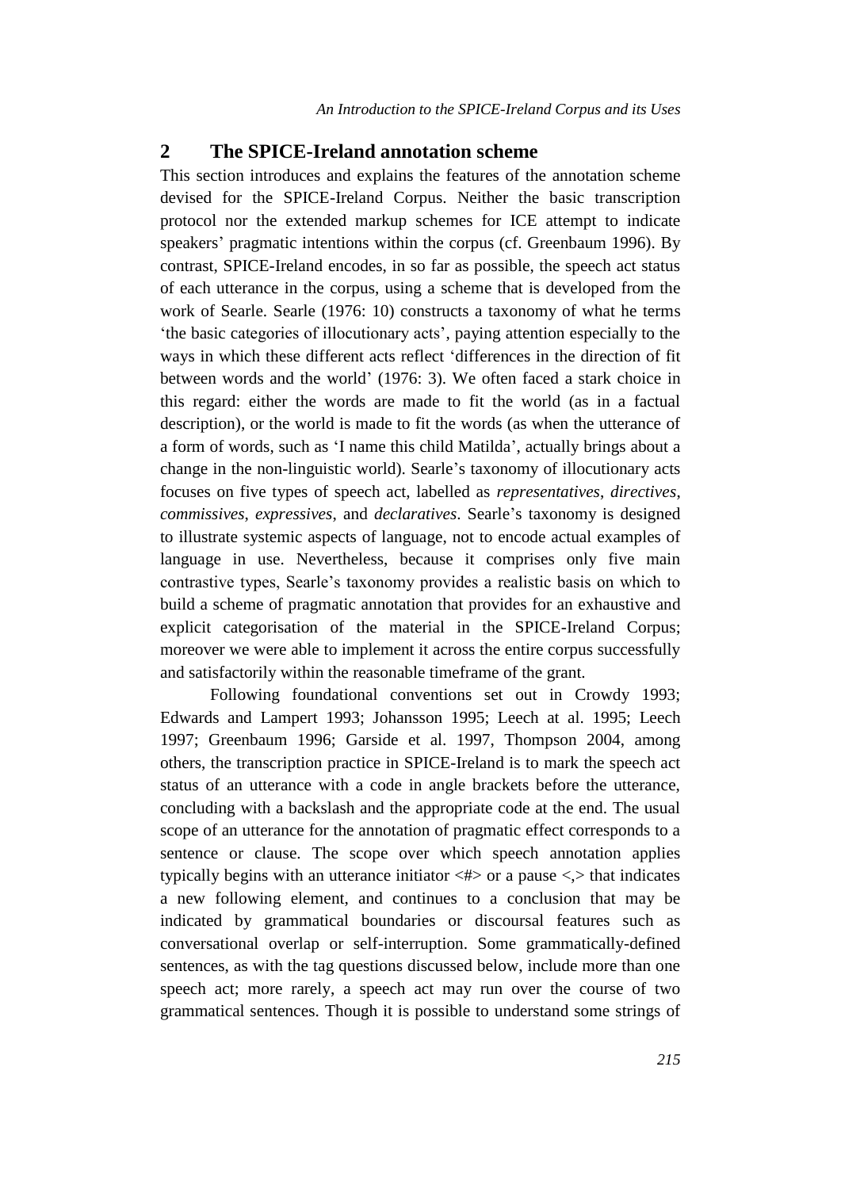## 2 The SPICE-Ireland annotation scheme

This section introduces and explains the features of the annotation scheme devised for the SPICE-Ireland Corpus. Neither the basic transcription protocol nor the extended markup schemes for ICE attempt to indicate speakers' pragmatic intentions within the corpus (cf. Greenbaum 1996). By contrast, SPICE-Ireland encodes, in so far as possible, the speech act status of each utterance in the corpus, using a scheme that is developed from the work of Searle. Searle (1976: 10) constructs a taxonomy of what he terms 'the basic categories of illocutionary acts', paying attention especially to the ways in which these different acts reflect 'differences in the direction of fit between words and the world' (1976: 3). We often faced a stark choice in this regard: either the words are made to fit the world (as in a factual description), or the world is made to fit the words (as when the utterance of a form of words, such as 'I name this child Matilda', actually brings about a change in the non-linguistic world). Searle's taxonomy of illocutionary acts focuses on five types of speech act, labelled as *representatives*, *directives*, *commissives*, *expressives*, and *declaratives*. Searle's taxonomy is designed to illustrate systemic aspects of language, not to encode actual examples of language in use. Nevertheless, because it comprises only five main contrastive types, Searle's taxonomy provides a realistic basis on which to build a scheme of pragmatic annotation that provides for an exhaustive and explicit categorisation of the material in the SPICE-Ireland Corpus; moreover we were able to implement it across the entire corpus successfully and satisfactorily within the reasonable timeframe of the grant.

Following foundational conventions set out in Crowdy 1993; Edwards and Lampert 1993; Johansson 1995; Leech at al. 1995; Leech 1997; Greenbaum 1996; Garside et al. 1997, Thompson 2004, among others, the transcription practice in SPICE-Ireland is to mark the speech act status of an utterance with a code in angle brackets before the utterance, concluding with a backslash and the appropriate code at the end. The usual scope of an utterance for the annotation of pragmatic effect corresponds to a sentence or clause. The scope over which speech annotation applies typically begins with an utterance initiator <#> or a pause <,> that indicates a new following element, and continues to a conclusion that may be indicated by grammatical boundaries or discoursal features such as conversational overlap or self-interruption. Some grammatically-defined sentences, as with the tag questions discussed below, include more than one speech act; more rarely, a speech act may run over the course of two grammatical sentences. Though it is possible to understand some strings of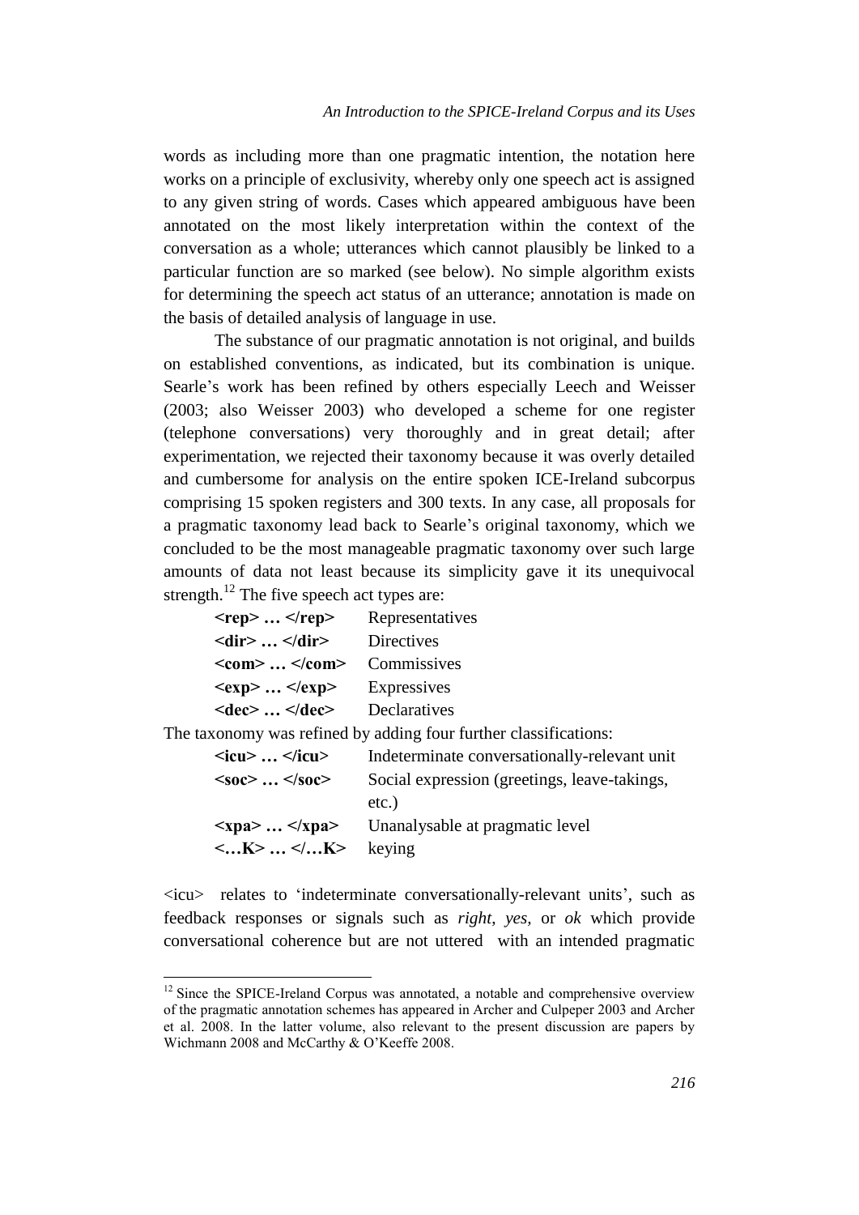words as including more than one pragmatic intention, the notation here works on a principle of exclusivity, whereby only one speech act is assigned to any given string of words. Cases which appeared ambiguous have been annotated on the most likely interpretation within the context of the conversation as a whole; utterances which cannot plausibly be linked to a particular function are so marked (see below). No simple algorithm exists for determining the speech act status of an utterance; annotation is made on the basis of detailed analysis of language in use.

The substance of our pragmatic annotation is not original, and builds on established conventions, as indicated, but its combination is unique. Searle's work has been refined by others especially Leech and Weisser (2003; also Weisser 2003) who developed a scheme for one register (telephone conversations) very thoroughly and in great detail; after experimentation, we rejected their taxonomy because it was overly detailed and cumbersome for analysis on the entire spoken ICE-Ireland subcorpus comprising 15 spoken registers and 300 texts. In any case, all proposals for a pragmatic taxonomy lead back to Searle's original taxonomy, which we concluded to be the most manageable pragmatic taxonomy over such large amounts of data not least because its simplicity gave it its unequivocal strength.[12] The five speech act types are:

| | |
|---|---|
| **<rep> … </rep>** | Representatives |
| **<dir> … </dir>** | Directives |
| **<com> … </com>** | Commissives |
| **<exp> … </exp>** | Expressives |
| **<dec> … </dec>** | Declaratives |

The taxonomy was refined by adding four further classifications:

| | |
|---|---|
| **<icu> … </icu>** | Indeterminate conversationally-relevant unit |
| **<soc> … </soc>** | Social expression (greetings, leave-takings, etc.) |
| **<xpa> … </xpa>** | Unanalysable at pragmatic level |
| **<…K> … </…K>** | keying |

<icu> relates to 'indeterminate conversationally-relevant units', such as feedback responses or signals such as *right*, *yes*, or *ok* which provide conversational coherence but are not uttered with an intended pragmatic

---

[12] Since the SPICE-Ireland Corpus was annotated, a notable and comprehensive overview of the pragmatic annotation schemes has appeared in Archer and Culpeper 2003 and Archer et al. 2008. In the latter volume, also relevant to the present discussion are papers by Wichmann 2008 and McCarthy & O'Keeffe 2008.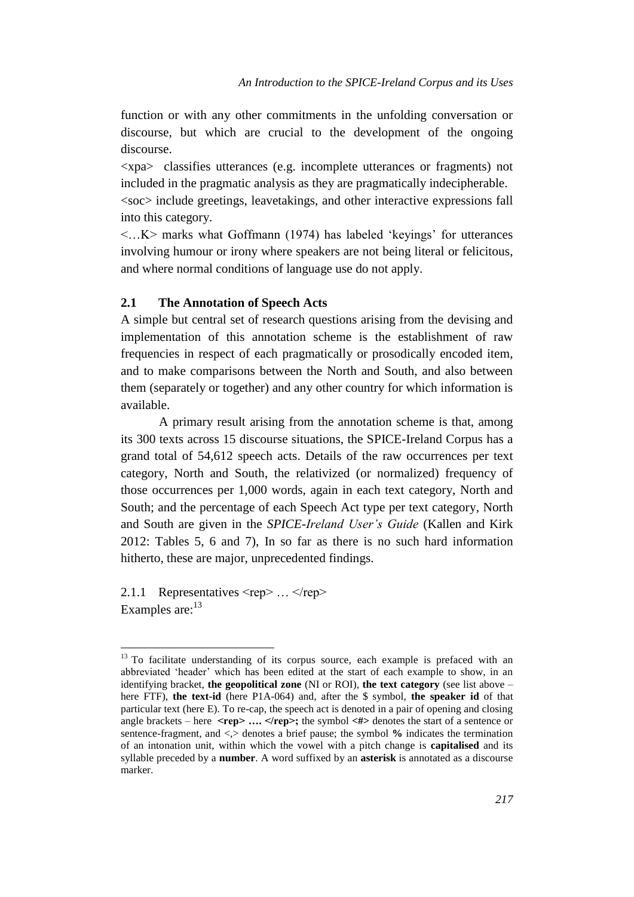function or with any other commitments in the unfolding conversation or discourse, but which are crucial to the development of the ongoing discourse.

<xpa> classifies utterances (e.g. incomplete utterances or fragments) not included in the pragmatic analysis as they are pragmatically indecipherable.

<soc> include greetings, leavetakings, and other interactive expressions fall into this category.

<…K> marks what Goffmann (1974) has labeled 'keyings' for utterances involving humour or irony where speakers are not being literal or felicitous, and where normal conditions of language use do not apply.

### 2.1 The Annotation of Speech Acts

A simple but central set of research questions arising from the devising and implementation of this annotation scheme is the establishment of raw frequencies in respect of each pragmatically or prosodically encoded item, and to make comparisons between the North and South, and also between them (separately or together) and any other country for which information is available.

A primary result arising from the annotation scheme is that, among its 300 texts across 15 discourse situations, the SPICE-Ireland Corpus has a grand total of 54,612 speech acts. Details of the raw occurrences per text category, North and South, the relativized (or normalized) frequency of those occurrences per 1,000 words, again in each text category, North and South; and the percentage of each Speech Act type per text category, North and South are given in the *SPICE-Ireland User's Guide* (Kallen and Kirk 2012: Tables 5, 6 and 7), In so far as there is no such hard information hitherto, these are major, unprecedented findings.

#### 2.1.1 Representatives <rep> … </rep>

Examples are:[13]

---

[13] To facilitate understanding of its corpus source, each example is prefaced with an abbreviated 'header' which has been edited at the start of each example to show, in an identifying bracket, **the geopolitical zone** (NI or ROI), **the text category** (see list above – here FTF), **the text-id** (here P1A-064) and, after the $ symbol, **the speaker id** of that particular text (here E). To re-cap, the speech act is denoted in a pair of opening and closing angle brackets – here **<rep> …. </rep>;** the symbol **<#>** denotes the start of a sentence or sentence-fragment, and <,> denotes a brief pause; the symbol **%** indicates the termination of an intonation unit, within which the vowel with a pitch change is **capitalised** and its syllable preceded by a **number**. A word suffixed by an **asterisk** is annotated as a discourse marker.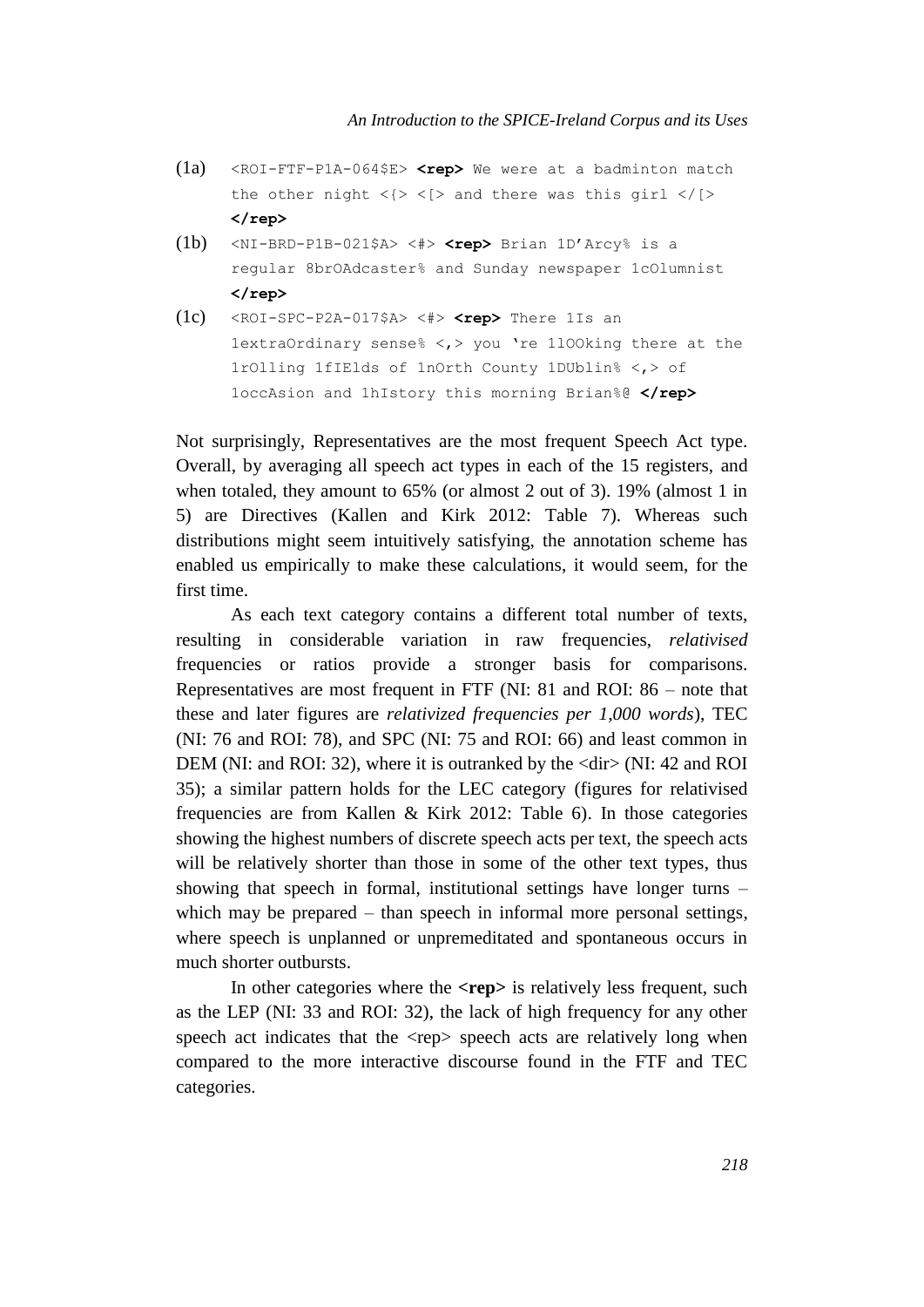(1a) <ROI-FTF-P1A-064$E> **<rep>** We were at a badminton match the other night <{> <[> and there was this girl </[> **</rep>**

(1b) <NI-BRD-P1B-021$A> <#> **<rep>** Brian 1D'Arcy% is a regular 8brOAdcaster% and Sunday newspaper 1cOlumnist **</rep>**

(1c) <ROI-SPC-P2A-017$A> <#> **<rep>** There 1Is an 1extraOrdinary sense% <,> you 're 1lOOking there at the 1rOlling 1fIElds of 1nOrth County 1DUblin% <,> of 1occAsion and 1hIstory this morning Brian%@ **</rep>**

Not surprisingly, Representatives are the most frequent Speech Act type. Overall, by averaging all speech act types in each of the 15 registers, and when totaled, they amount to 65% (or almost 2 out of 3). 19% (almost 1 in 5) are Directives (Kallen and Kirk 2012: Table 7). Whereas such distributions might seem intuitively satisfying, the annotation scheme has enabled us empirically to make these calculations, it would seem, for the first time.

As each text category contains a different total number of texts, resulting in considerable variation in raw frequencies, *relativised* frequencies or ratios provide a stronger basis for comparisons. Representatives are most frequent in FTF (NI: 81 and ROI: 86 – note that these and later figures are *relativized frequencies per 1,000 words*), TEC (NI: 76 and ROI: 78), and SPC (NI: 75 and ROI: 66) and least common in DEM (NI: and ROI: 32), where it is outranked by the <dir> (NI: 42 and ROI 35); a similar pattern holds for the LEC category (figures for relativised frequencies are from Kallen & Kirk 2012: Table 6). In those categories showing the highest numbers of discrete speech acts per text, the speech acts will be relatively shorter than those in some of the other text types, thus showing that speech in formal, institutional settings have longer turns – which may be prepared – than speech in informal more personal settings, where speech is unplanned or unpremeditated and spontaneous occurs in much shorter outbursts.

In other categories where the **<rep>** is relatively less frequent, such as the LEP (NI: 33 and ROI: 32), the lack of high frequency for any other speech act indicates that the <rep> speech acts are relatively long when compared to the more interactive discourse found in the FTF and TEC categories.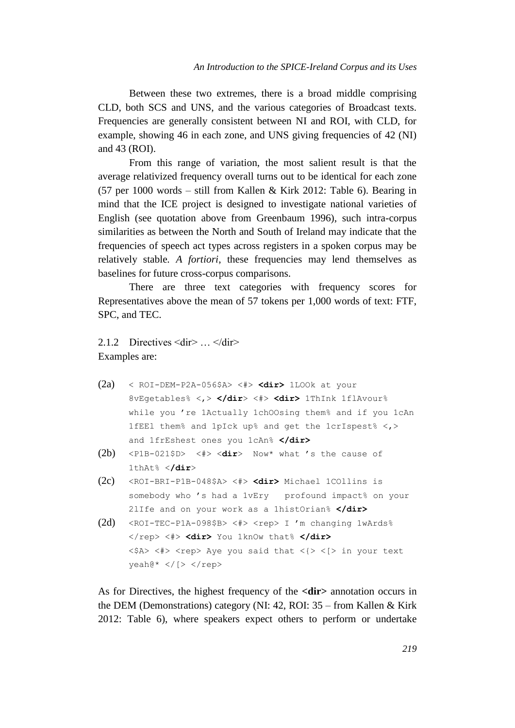Between these two extremes, there is a broad middle comprising CLD, both SCS and UNS, and the various categories of Broadcast texts. Frequencies are generally consistent between NI and ROI, with CLD, for example, showing 46 in each zone, and UNS giving frequencies of 42 (NI) and 43 (ROI).

From this range of variation, the most salient result is that the average relativized frequency overall turns out to be identical for each zone (57 per 1000 words – still from Kallen & Kirk 2012: Table 6). Bearing in mind that the ICE project is designed to investigate national varieties of English (see quotation above from Greenbaum 1996), such intra-corpus similarities as between the North and South of Ireland may indicate that the frequencies of speech act types across registers in a spoken corpus may be relatively stable. *A fortiori*, these frequencies may lend themselves as baselines for future cross-corpus comparisons.

There are three text categories with frequency scores for Representatives above the mean of 57 tokens per 1,000 words of text: FTF, SPC, and TEC.

### 2.1.2 Directives <dir> … </dir>

Examples are:

(2a)
```
< ROI-DEM-P2A-056$A> <#> <dir> 1LOOk at your
8vEgetables% <,> </dir> <#> <dir> 1ThInk 1flAvour%
while you 're 1Actually 1chOOsing them% and if you 1cAn
1fEEl them% and 1pIck up% and get the 1crIspest% <,>
and 1frEshest ones you 1cAn% </dir>
```

(2b)
```
<P1B-021$D>  <#> <dir>  Now* what 's the cause of
1thAt% </dir>
```

(2c)
```
<ROI-BRI-P1B-048$A> <#> <dir> Michael 1COllins is
somebody who 's had a 1vEry   profound impact% on your
2lIfe and on your work as a 1histOrian% </dir>
```

(2d)
```
<ROI-TEC-P1A-098$B> <#> <rep> I 'm changing 1wArds%
</rep> <#> <dir> You 1knOw that% </dir>
<$A> <#> <rep> Aye you said that <{> <[> in your text
yeah@* </[> </rep>
```

As for Directives, the highest frequency of the **<dir>** annotation occurs in the DEM (Demonstrations) category (NI: 42, ROI: 35 – from Kallen & Kirk 2012: Table 6), where speakers expect others to perform or undertake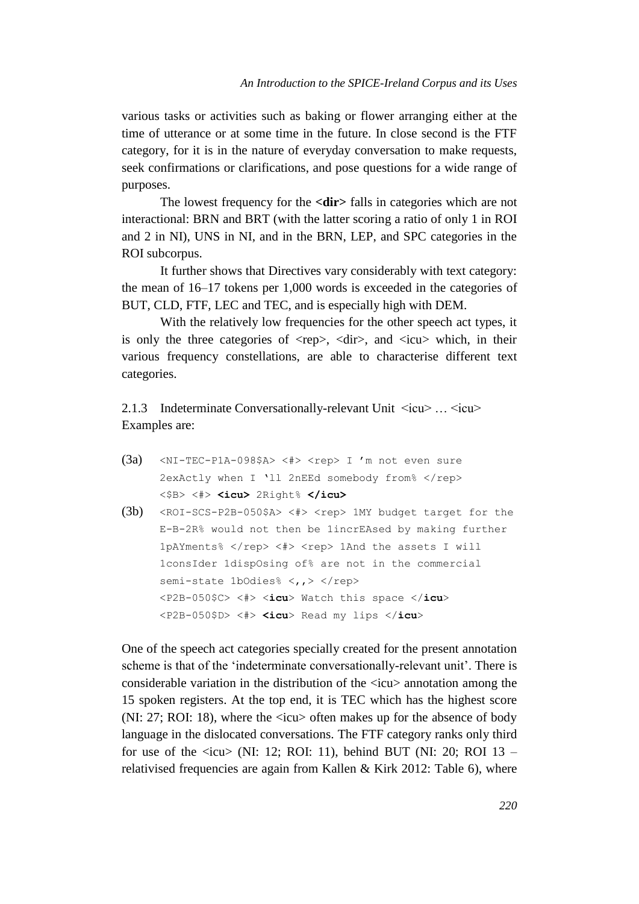various tasks or activities such as baking or flower arranging either at the time of utterance or at some time in the future. In close second is the FTF category, for it is in the nature of everyday conversation to make requests, seek confirmations or clarifications, and pose questions for a wide range of purposes.

The lowest frequency for the **<dir>** falls in categories which are not interactional: BRN and BRT (with the latter scoring a ratio of only 1 in ROI and 2 in NI), UNS in NI, and in the BRN, LEP, and SPC categories in the ROI subcorpus.

It further shows that Directives vary considerably with text category: the mean of 16–17 tokens per 1,000 words is exceeded in the categories of BUT, CLD, FTF, LEC and TEC, and is especially high with DEM.

With the relatively low frequencies for the other speech act types, it is only the three categories of <rep>, <dir>, and <icu> which, in their various frequency constellations, are able to characterise different text categories.

### 2.1.3 Indeterminate Conversationally-relevant Unit <icu> … <icu>

Examples are:

(3a)
```
<NI-TEC-P1A-098$A> <#> <rep> I 'm not even sure
2exActly when I 'll 2nEEd somebody from% </rep>
<$B> <#> <icu> 2Right% </icu>
```

(3b)
```
<ROI-SCS-P2B-050$A> <#> <rep> 1MY budget target for the
E-B-2R% would not then be 1incrEAsed by making further
1pAYments% </rep> <#> <rep> 1And the assets I will
1consIder 1dispOsing of% are not in the commercial
semi-state 1bOdies% <,,> </rep>
<P2B-050$C> <#> <icu> Watch this space </icu>
<P2B-050$D> <#> <icu> Read my lips </icu>
```

One of the speech act categories specially created for the present annotation scheme is that of the 'indeterminate conversationally-relevant unit'. There is considerable variation in the distribution of the <icu> annotation among the 15 spoken registers. At the top end, it is TEC which has the highest score (NI: 27; ROI: 18), where the <icu> often makes up for the absence of body language in the dislocated conversations. The FTF category ranks only third for use of the <icu> (NI: 12; ROI: 11), behind BUT (NI: 20; ROI 13 – relativised frequencies are again from Kallen & Kirk 2012: Table 6), where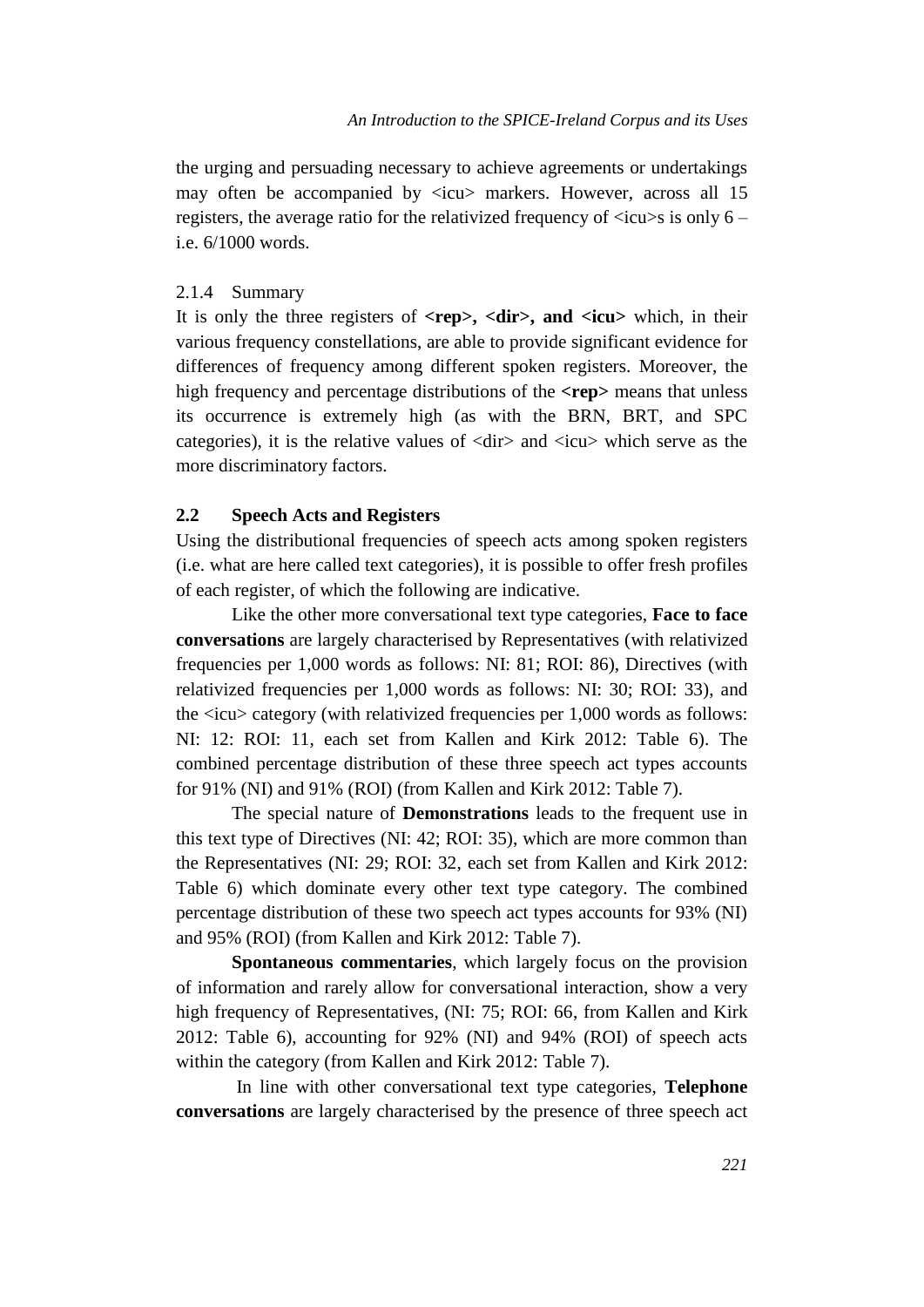the urging and persuading necessary to achieve agreements or undertakings may often be accompanied by <icu> markers. However, across all 15 registers, the average ratio for the relativized frequency of <icu>s is only 6 – i.e. 6/1000 words.

### 2.1.4 Summary

It is only the three registers of **<rep>, <dir>, and <icu>** which, in their various frequency constellations, are able to provide significant evidence for differences of frequency among different spoken registers. Moreover, the high frequency and percentage distributions of the **<rep>** means that unless its occurrence is extremely high (as with the BRN, BRT, and SPC categories), it is the relative values of <dir> and <icu> which serve as the more discriminatory factors.

## 2.2 Speech Acts and Registers

Using the distributional frequencies of speech acts among spoken registers (i.e. what are here called text categories), it is possible to offer fresh profiles of each register, of which the following are indicative.

Like the other more conversational text type categories, **Face to face conversations** are largely characterised by Representatives (with relativized frequencies per 1,000 words as follows: NI: 81; ROI: 86), Directives (with relativized frequencies per 1,000 words as follows: NI: 30; ROI: 33), and the <icu> category (with relativized frequencies per 1,000 words as follows: NI: 12: ROI: 11, each set from Kallen and Kirk 2012: Table 6). The combined percentage distribution of these three speech act types accounts for 91% (NI) and 91% (ROI) (from Kallen and Kirk 2012: Table 7).

The special nature of **Demonstrations** leads to the frequent use in this text type of Directives (NI: 42; ROI: 35), which are more common than the Representatives (NI: 29; ROI: 32, each set from Kallen and Kirk 2012: Table 6) which dominate every other text type category. The combined percentage distribution of these two speech act types accounts for 93% (NI) and 95% (ROI) (from Kallen and Kirk 2012: Table 7).

**Spontaneous commentaries**, which largely focus on the provision of information and rarely allow for conversational interaction, show a very high frequency of Representatives, (NI: 75; ROI: 66, from Kallen and Kirk 2012: Table 6), accounting for 92% (NI) and 94% (ROI) of speech acts within the category (from Kallen and Kirk 2012: Table 7).

In line with other conversational text type categories, **Telephone conversations** are largely characterised by the presence of three speech act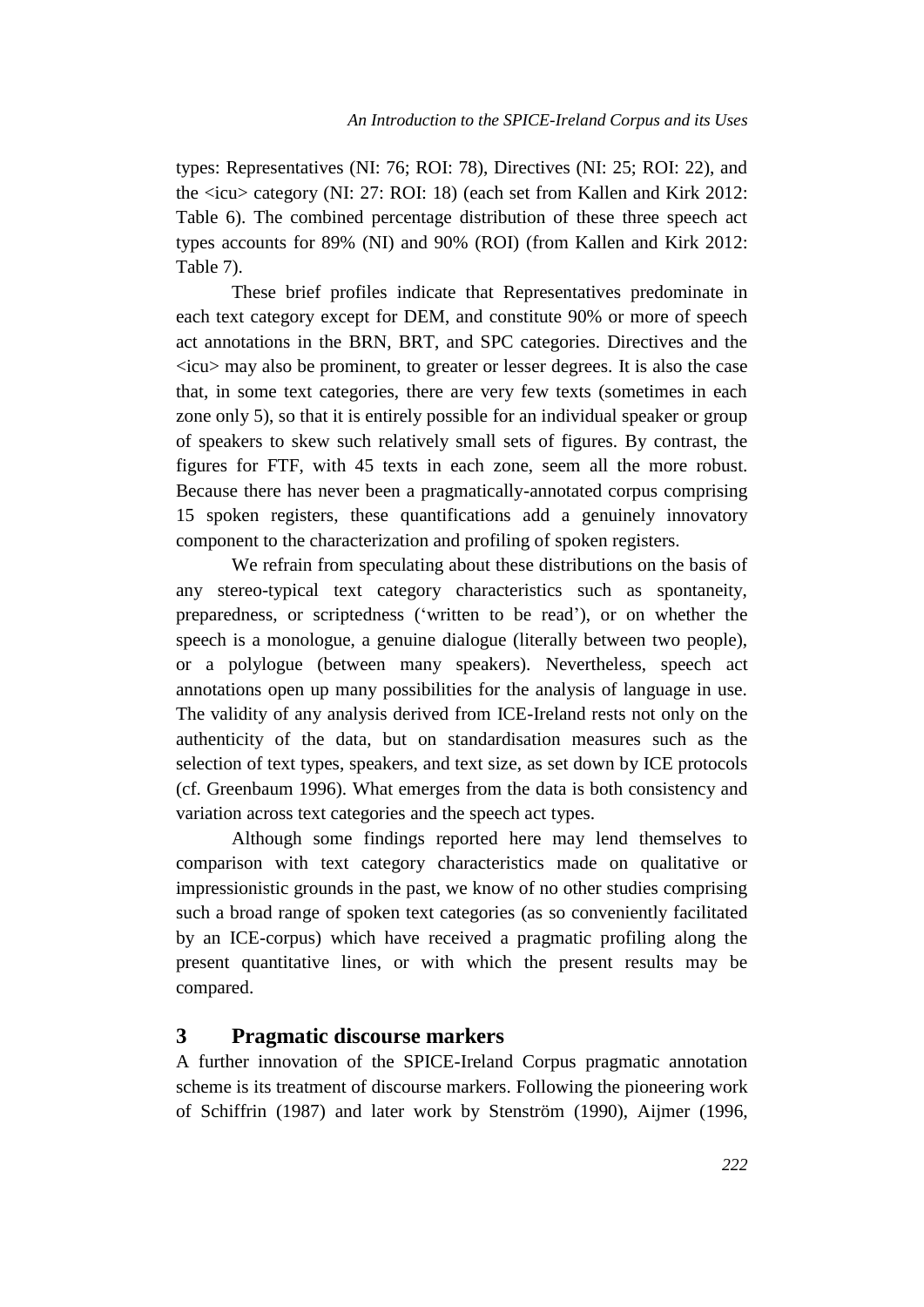types: Representatives (NI: 76; ROI: 78), Directives (NI: 25; ROI: 22), and the <icu> category (NI: 27: ROI: 18) (each set from Kallen and Kirk 2012: Table 6). The combined percentage distribution of these three speech act types accounts for 89% (NI) and 90% (ROI) (from Kallen and Kirk 2012: Table 7).

These brief profiles indicate that Representatives predominate in each text category except for DEM, and constitute 90% or more of speech act annotations in the BRN, BRT, and SPC categories. Directives and the <icu> may also be prominent, to greater or lesser degrees. It is also the case that, in some text categories, there are very few texts (sometimes in each zone only 5), so that it is entirely possible for an individual speaker or group of speakers to skew such relatively small sets of figures. By contrast, the figures for FTF, with 45 texts in each zone, seem all the more robust. Because there has never been a pragmatically-annotated corpus comprising 15 spoken registers, these quantifications add a genuinely innovatory component to the characterization and profiling of spoken registers.

We refrain from speculating about these distributions on the basis of any stereo-typical text category characteristics such as spontaneity, preparedness, or scriptedness ('written to be read'), or on whether the speech is a monologue, a genuine dialogue (literally between two people), or a polylogue (between many speakers). Nevertheless, speech act annotations open up many possibilities for the analysis of language in use. The validity of any analysis derived from ICE-Ireland rests not only on the authenticity of the data, but on standardisation measures such as the selection of text types, speakers, and text size, as set down by ICE protocols (cf. Greenbaum 1996). What emerges from the data is both consistency and variation across text categories and the speech act types.

Although some findings reported here may lend themselves to comparison with text category characteristics made on qualitative or impressionistic grounds in the past, we know of no other studies comprising such a broad range of spoken text categories (as so conveniently facilitated by an ICE-corpus) which have received a pragmatic profiling along the present quantitative lines, or with which the present results may be compared.

## 3 Pragmatic discourse markers

A further innovation of the SPICE-Ireland Corpus pragmatic annotation scheme is its treatment of discourse markers. Following the pioneering work of Schiffrin (1987) and later work by Stenström (1990), Aijmer (1996,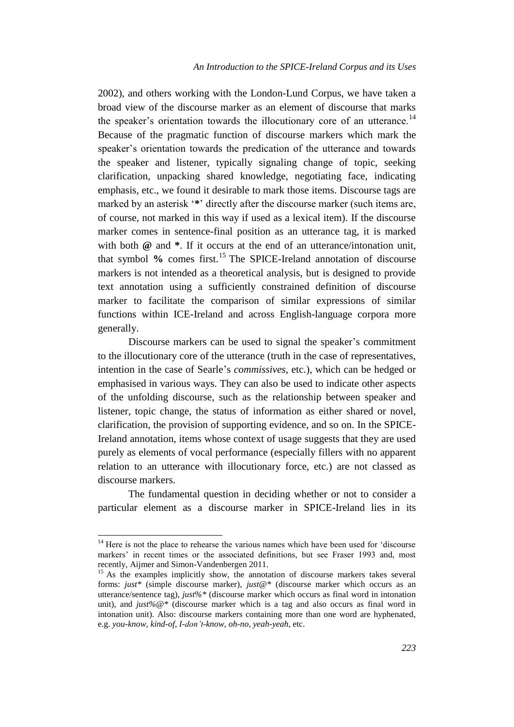2002), and others working with the London-Lund Corpus, we have taken a broad view of the discourse marker as an element of discourse that marks the speaker's orientation towards the illocutionary core of an utterance.[14] Because of the pragmatic function of discourse markers which mark the speaker's orientation towards the predication of the utterance and towards the speaker and listener, typically signaling change of topic, seeking clarification, unpacking shared knowledge, negotiating face, indicating emphasis, etc., we found it desirable to mark those items. Discourse tags are marked by an asterisk '**\***' directly after the discourse marker (such items are, of course, not marked in this way if used as a lexical item). If the discourse marker comes in sentence-final position as an utterance tag, it is marked with both **@** and **\***. If it occurs at the end of an utterance/intonation unit, that symbol **%** comes first.[15] The SPICE-Ireland annotation of discourse markers is not intended as a theoretical analysis, but is designed to provide text annotation using a sufficiently constrained definition of discourse marker to facilitate the comparison of similar expressions of similar functions within ICE-Ireland and across English-language corpora more generally.

Discourse markers can be used to signal the speaker's commitment to the illocutionary core of the utterance (truth in the case of representatives, intention in the case of Searle's *commissives*, etc.), which can be hedged or emphasised in various ways. They can also be used to indicate other aspects of the unfolding discourse, such as the relationship between speaker and listener, topic change, the status of information as either shared or novel, clarification, the provision of supporting evidence, and so on. In the SPICE-Ireland annotation, items whose context of usage suggests that they are used purely as elements of vocal performance (especially fillers with no apparent relation to an utterance with illocutionary force, etc.) are not classed as discourse markers.

The fundamental question in deciding whether or not to consider a particular element as a discourse marker in SPICE-Ireland lies in its

---

[14] Here is not the place to rehearse the various names which have been used for 'discourse markers' in recent times or the associated definitions, but see Fraser 1993 and, most recently, Aijmer and Simon-Vandenbergen 2011.

[15] As the examples implicitly show, the annotation of discourse markers takes several forms: *just\** (simple discourse marker), *just@\** (discourse marker which occurs as an utterance/sentence tag), *just%\** (discourse marker which occurs as final word in intonation unit), and *just%@\** (discourse marker which is a tag and also occurs as final word in intonation unit). Also: discourse markers containing more than one word are hyphenated, e.g. *you-know*, *kind-of*, *I-don't-know*, *oh-no*, *yeah-yeah*, etc.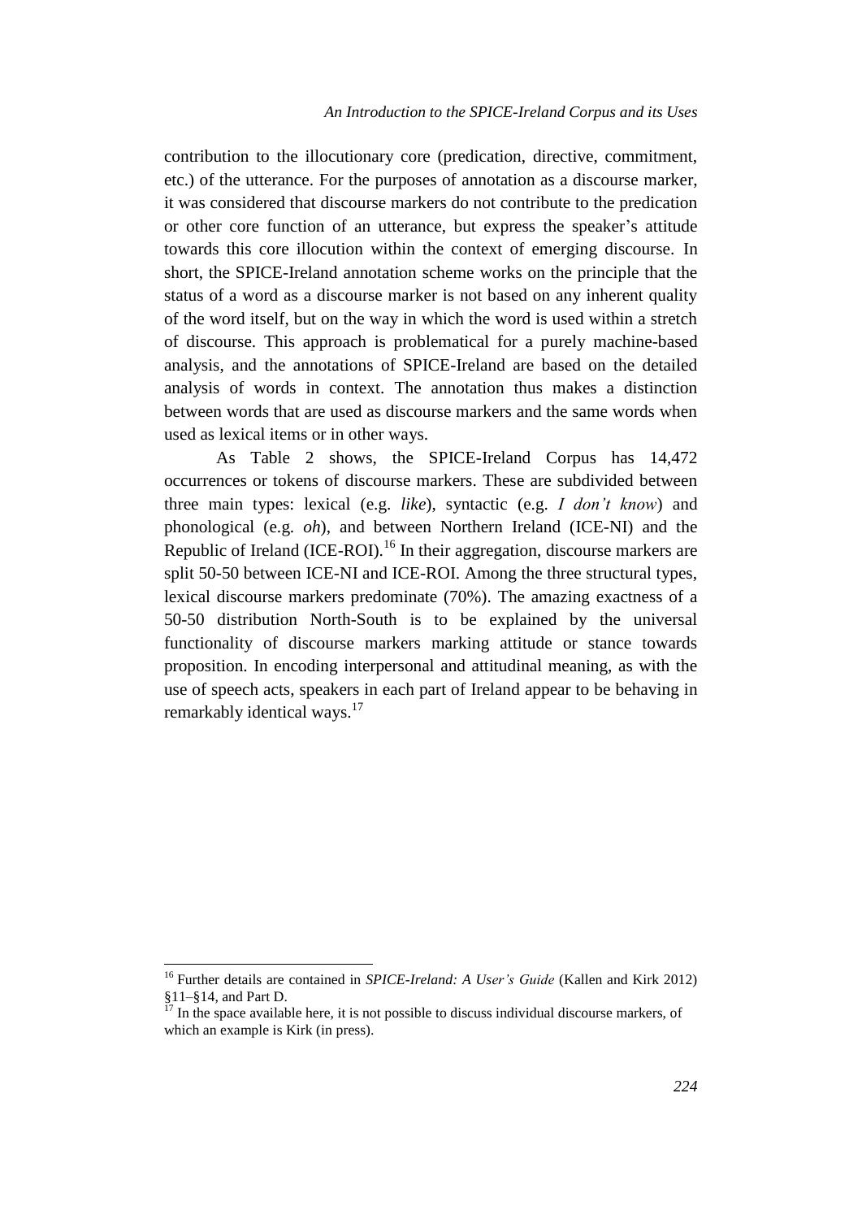contribution to the illocutionary core (predication, directive, commitment, etc.) of the utterance. For the purposes of annotation as a discourse marker, it was considered that discourse markers do not contribute to the predication or other core function of an utterance, but express the speaker's attitude towards this core illocution within the context of emerging discourse. In short, the SPICE-Ireland annotation scheme works on the principle that the status of a word as a discourse marker is not based on any inherent quality of the word itself, but on the way in which the word is used within a stretch of discourse. This approach is problematical for a purely machine-based analysis, and the annotations of SPICE-Ireland are based on the detailed analysis of words in context. The annotation thus makes a distinction between words that are used as discourse markers and the same words when used as lexical items or in other ways.

As Table 2 shows, the SPICE-Ireland Corpus has 14,472 occurrences or tokens of discourse markers. These are subdivided between three main types: lexical (e.g. *like*), syntactic (e.g. *I don't know*) and phonological (e.g. *oh*), and between Northern Ireland (ICE-NI) and the Republic of Ireland (ICE-ROI).[16] In their aggregation, discourse markers are split 50-50 between ICE-NI and ICE-ROI. Among the three structural types, lexical discourse markers predominate (70%). The amazing exactness of a 50-50 distribution North-South is to be explained by the universal functionality of discourse markers marking attitude or stance towards proposition. In encoding interpersonal and attitudinal meaning, as with the use of speech acts, speakers in each part of Ireland appear to be behaving in remarkably identical ways.[17]

---

[16] Further details are contained in *SPICE-Ireland: A User's Guide* (Kallen and Kirk 2012) §11–§14, and Part D.

[17] In the space available here, it is not possible to discuss individual discourse markers, of which an example is Kirk (in press).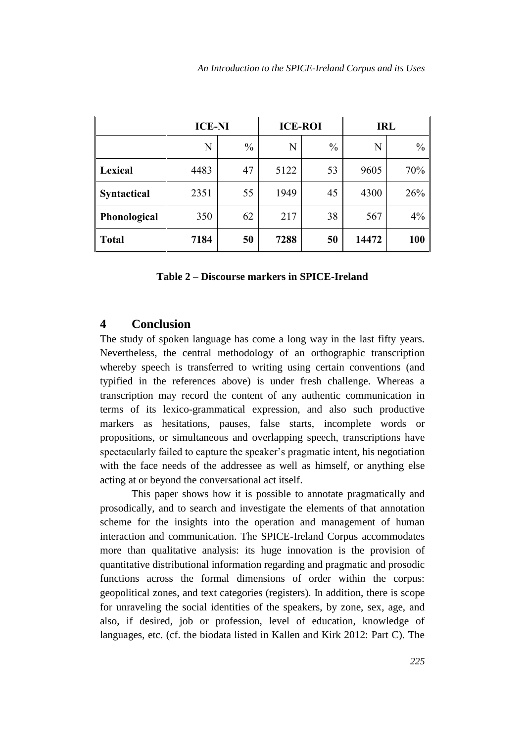| | ICE-NI | | ICE-ROI | | IRL | |
|---|---|---|---|---|---|---|
| | N | % | N | % | N | % |
| **Lexical** | 4483 | 47 | 5122 | 53 | 9605 | 70% |
| **Syntactical** | 2351 | 55 | 1949 | 45 | 4300 | 26% |
| **Phonological** | 350 | 62 | 217 | 38 | 567 | 4% |
| **Total** | **7184** | **50** | **7288** | **50** | **14472** | **100** |

**Table 2 – Discourse markers in SPICE-Ireland**

## 4 Conclusion

The study of spoken language has come a long way in the last fifty years. Nevertheless, the central methodology of an orthographic transcription whereby speech is transferred to writing using certain conventions (and typified in the references above) is under fresh challenge. Whereas a transcription may record the content of any authentic communication in terms of its lexico-grammatical expression, and also such productive markers as hesitations, pauses, false starts, incomplete words or propositions, or simultaneous and overlapping speech, transcriptions have spectacularly failed to capture the speaker's pragmatic intent, his negotiation with the face needs of the addressee as well as himself, or anything else acting at or beyond the conversational act itself.

This paper shows how it is possible to annotate pragmatically and prosodically, and to search and investigate the elements of that annotation scheme for the insights into the operation and management of human interaction and communication. The SPICE-Ireland Corpus accommodates more than qualitative analysis: its huge innovation is the provision of quantitative distributional information regarding and pragmatic and prosodic functions across the formal dimensions of order within the corpus: geopolitical zones, and text categories (registers). In addition, there is scope for unraveling the social identities of the speakers, by zone, sex, age, and also, if desired, job or profession, level of education, knowledge of languages, etc. (cf. the biodata listed in Kallen and Kirk 2012: Part C). The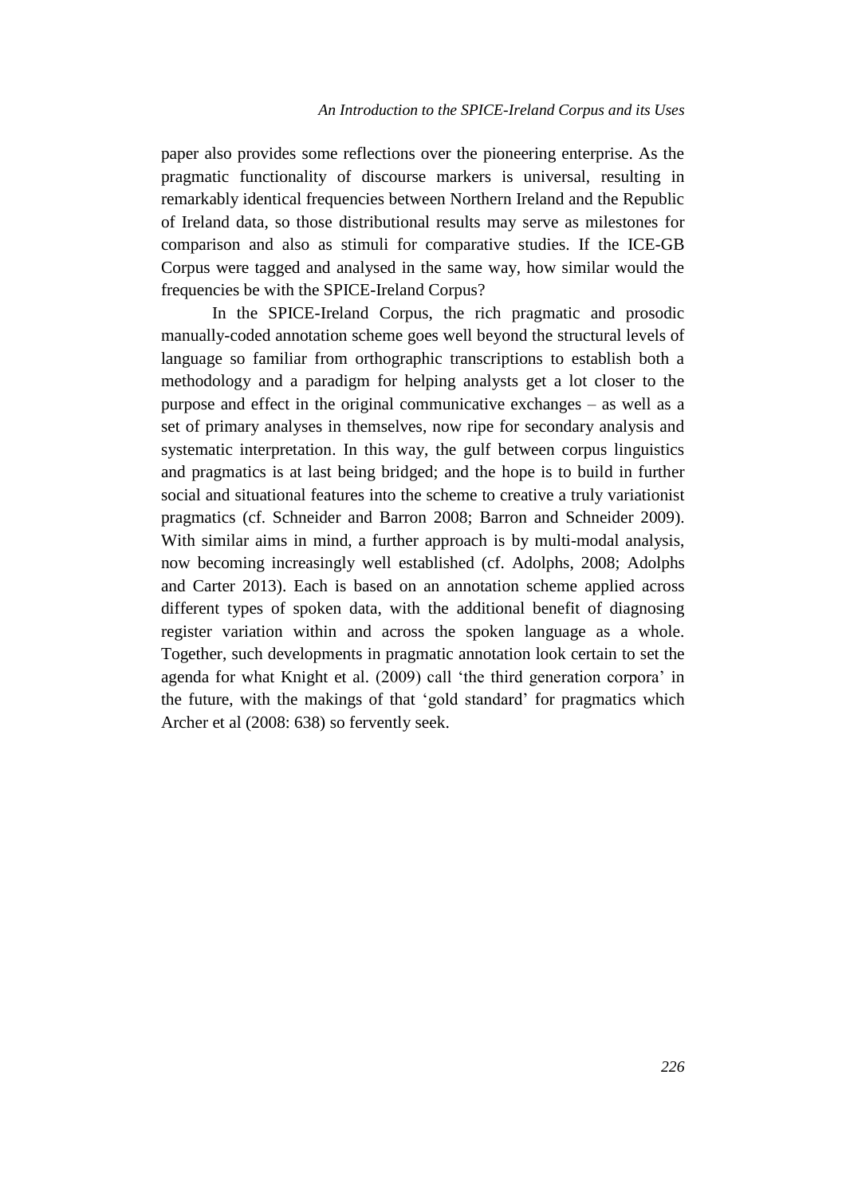paper also provides some reflections over the pioneering enterprise. As the pragmatic functionality of discourse markers is universal, resulting in remarkably identical frequencies between Northern Ireland and the Republic of Ireland data, so those distributional results may serve as milestones for comparison and also as stimuli for comparative studies. If the ICE-GB Corpus were tagged and analysed in the same way, how similar would the frequencies be with the SPICE-Ireland Corpus?

In the SPICE-Ireland Corpus, the rich pragmatic and prosodic manually-coded annotation scheme goes well beyond the structural levels of language so familiar from orthographic transcriptions to establish both a methodology and a paradigm for helping analysts get a lot closer to the purpose and effect in the original communicative exchanges – as well as a set of primary analyses in themselves, now ripe for secondary analysis and systematic interpretation. In this way, the gulf between corpus linguistics and pragmatics is at last being bridged; and the hope is to build in further social and situational features into the scheme to creative a truly variationist pragmatics (cf. Schneider and Barron 2008; Barron and Schneider 2009). With similar aims in mind, a further approach is by multi-modal analysis, now becoming increasingly well established (cf. Adolphs, 2008; Adolphs and Carter 2013). Each is based on an annotation scheme applied across different types of spoken data, with the additional benefit of diagnosing register variation within and across the spoken language as a whole. Together, such developments in pragmatic annotation look certain to set the agenda for what Knight et al. (2009) call 'the third generation corpora' in the future, with the makings of that 'gold standard' for pragmatics which Archer et al (2008: 638) so fervently seek.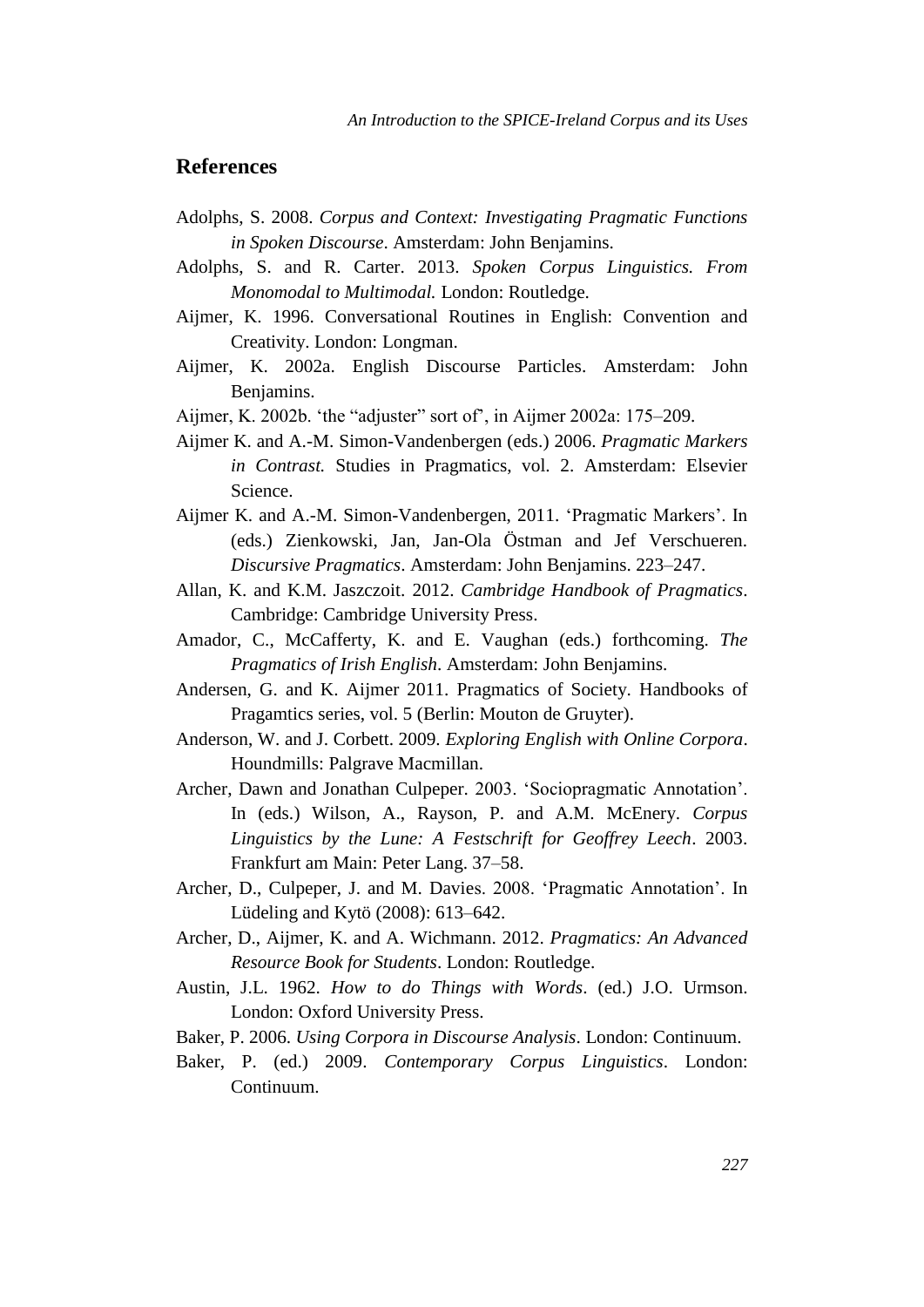## References

Adolphs, S. 2008. *Corpus and Context: Investigating Pragmatic Functions in Spoken Discourse*. Amsterdam: John Benjamins.

Adolphs, S. and R. Carter. 2013. *Spoken Corpus Linguistics. From Monomodal to Multimodal.* London: Routledge.

Aijmer, K. 1996. Conversational Routines in English: Convention and Creativity. London: Longman.

Aijmer, K. 2002a. English Discourse Particles. Amsterdam: John Benjamins.

Aijmer, K. 2002b. 'the "adjuster" sort of', in Aijmer 2002a: 175–209.

Aijmer K. and A.-M. Simon-Vandenbergen (eds.) 2006. *Pragmatic Markers in Contrast.* Studies in Pragmatics, vol. 2. Amsterdam: Elsevier Science.

Aijmer K. and A.-M. Simon-Vandenbergen, 2011. 'Pragmatic Markers'. In (eds.) Zienkowski, Jan, Jan-Ola Östman and Jef Verschueren. *Discursive Pragmatics*. Amsterdam: John Benjamins. 223–247.

Allan, K. and K.M. Jaszczoit. 2012. *Cambridge Handbook of Pragmatics*. Cambridge: Cambridge University Press.

Amador, C., McCafferty, K. and E. Vaughan (eds.) forthcoming. *The Pragmatics of Irish English.* Amsterdam: John Benjamins.

Andersen, G. and K. Aijmer 2011. Pragmatics of Society. Handbooks of Pragamtics series, vol. 5 (Berlin: Mouton de Gruyter).

Anderson, W. and J. Corbett. 2009. *Exploring English with Online Corpora*. Houndmills: Palgrave Macmillan.

Archer, Dawn and Jonathan Culpeper. 2003. 'Sociopragmatic Annotation'. In (eds.) Wilson, A., Rayson, P. and A.M. McEnery. *Corpus Linguistics by the Lune: A Festschrift for Geoffrey Leech*. 2003. Frankfurt am Main: Peter Lang. 37–58.

Archer, D., Culpeper, J. and M. Davies. 2008. 'Pragmatic Annotation'. In Lüdeling and Kytö (2008): 613–642.

Archer, D., Aijmer, K. and A. Wichmann. 2012. *Pragmatics: An Advanced Resource Book for Students*. London: Routledge.

Austin, J.L. 1962. *How to do Things with Words*. (ed.) J.O. Urmson. London: Oxford University Press.

Baker, P. 2006. *Using Corpora in Discourse Analysis*. London: Continuum.

Baker, P. (ed.) 2009. *Contemporary Corpus Linguistics*. London: Continuum.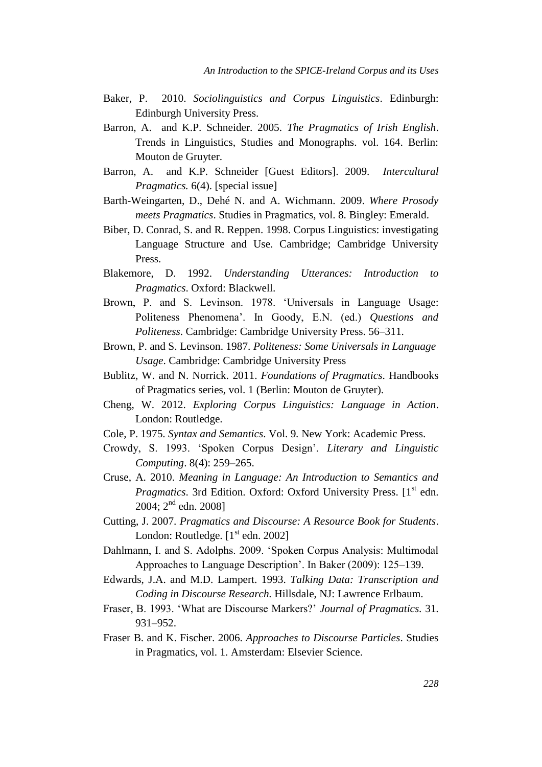Baker, P. 2010. *Sociolinguistics and Corpus Linguistics*. Edinburgh: Edinburgh University Press.

Barron, A. and K.P. Schneider. 2005. *The Pragmatics of Irish English*. Trends in Linguistics, Studies and Monographs. vol. 164. Berlin: Mouton de Gruyter.

Barron, A. and K.P. Schneider [Guest Editors]. 2009. *Intercultural Pragmatics.* 6(4). [special issue]

Barth-Weingarten, D., Dehé N. and A. Wichmann. 2009. *Where Prosody meets Pragmatics*. Studies in Pragmatics, vol. 8. Bingley: Emerald.

Biber, D. Conrad, S. and R. Reppen. 1998. Corpus Linguistics: investigating Language Structure and Use. Cambridge; Cambridge University Press.

Blakemore, D. 1992. *Understanding Utterances: Introduction to Pragmatics*. Oxford: Blackwell.

Brown, P. and S. Levinson. 1978. 'Universals in Language Usage: Politeness Phenomena'. In Goody, E.N. (ed.) *Questions and Politeness*. Cambridge: Cambridge University Press. 56–311.

Brown, P. and S. Levinson. 1987. *Politeness: Some Universals in Language Usage*. Cambridge: Cambridge University Press

Bublitz, W. and N. Norrick. 2011. *Foundations of Pragmatics*. Handbooks of Pragmatics series, vol. 1 (Berlin: Mouton de Gruyter).

Cheng, W. 2012. *Exploring Corpus Linguistics: Language in Action*. London: Routledge.

Cole, P. 1975. *Syntax and Semantics*. Vol. 9. New York: Academic Press.

Crowdy, S. 1993. 'Spoken Corpus Design'. *Literary and Linguistic Computing*. 8(4): 259–265.

Cruse, A. 2010. *Meaning in Language: An Introduction to Semantics and Pragmatics*. 3rd Edition. Oxford: Oxford University Press. [1st edn. 2004; 2nd edn. 2008]

Cutting, J. 2007. *Pragmatics and Discourse: A Resource Book for Students*. London: Routledge. [1st edn. 2002]

Dahlmann, I. and S. Adolphs. 2009. 'Spoken Corpus Analysis: Multimodal Approaches to Language Description'. In Baker (2009): 125–139.

Edwards, J.A. and M.D. Lampert. 1993. *Talking Data: Transcription and Coding in Discourse Research.* Hillsdale, NJ: Lawrence Erlbaum.

Fraser, B. 1993. 'What are Discourse Markers?' *Journal of Pragmatics.* 31. 931–952.

Fraser B. and K. Fischer. 2006. *Approaches to Discourse Particles*. Studies in Pragmatics, vol. 1. Amsterdam: Elsevier Science.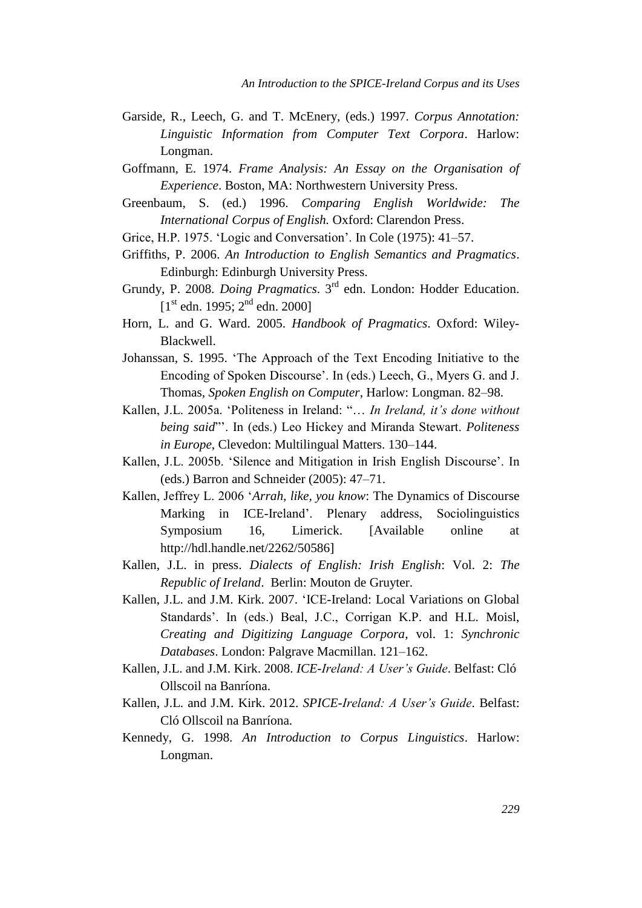Garside, R., Leech, G. and T. McEnery, (eds.) 1997. *Corpus Annotation: Linguistic Information from Computer Text Corpora*. Harlow: Longman.

Goffmann, E. 1974. *Frame Analysis: An Essay on the Organisation of Experience*. Boston, MA: Northwestern University Press.

Greenbaum, S. (ed.) 1996. *Comparing English Worldwide: The International Corpus of English.* Oxford: Clarendon Press.

Grice, H.P. 1975. 'Logic and Conversation'. In Cole (1975): 41–57.

Griffiths, P. 2006. *An Introduction to English Semantics and Pragmatics*. Edinburgh: Edinburgh University Press.

Grundy, P. 2008. *Doing Pragmatics*. 3rd edn. London: Hodder Education. [1st edn. 1995; 2nd edn. 2000]

Horn, L. and G. Ward. 2005. *Handbook of Pragmatics*. Oxford: Wiley-Blackwell.

Johanssan, S. 1995. 'The Approach of the Text Encoding Initiative to the Encoding of Spoken Discourse'. In (eds.) Leech, G., Myers G. and J. Thomas, *Spoken English on Computer*, Harlow: Longman. 82–98.

Kallen, J.L. 2005a. 'Politeness in Ireland: "… *In Ireland, it's done without being said*"'. In (eds.) Leo Hickey and Miranda Stewart. *Politeness in Europe*, Clevedon: Multilingual Matters. 130–144.

Kallen, J.L. 2005b. 'Silence and Mitigation in Irish English Discourse'. In (eds.) Barron and Schneider (2005): 47–71.

Kallen, Jeffrey L. 2006 '*Arrah, like, you know*: The Dynamics of Discourse Marking in ICE-Ireland'. Plenary address, Sociolinguistics Symposium 16, Limerick. [Available online at http://hdl.handle.net/2262/50586]

Kallen, J.L. in press. *Dialects of English: Irish English*: Vol. 2: *The Republic of Ireland*. Berlin: Mouton de Gruyter.

Kallen, J.L. and J.M. Kirk. 2007. 'ICE-Ireland: Local Variations on Global Standards'. In (eds.) Beal, J.C., Corrigan K.P. and H.L. Moisl, *Creating and Digitizing Language Corpora*, vol. 1: *Synchronic Databases*. London: Palgrave Macmillan. 121–162.

Kallen, J.L. and J.M. Kirk. 2008. *ICE-Ireland: A User's Guide*. Belfast: Cló Ollscoil na Banríona.

Kallen, J.L. and J.M. Kirk. 2012. *SPICE-Ireland: A User's Guide*. Belfast: Cló Ollscoil na Banríona.

Kennedy, G. 1998. *An Introduction to Corpus Linguistics*. Harlow: Longman.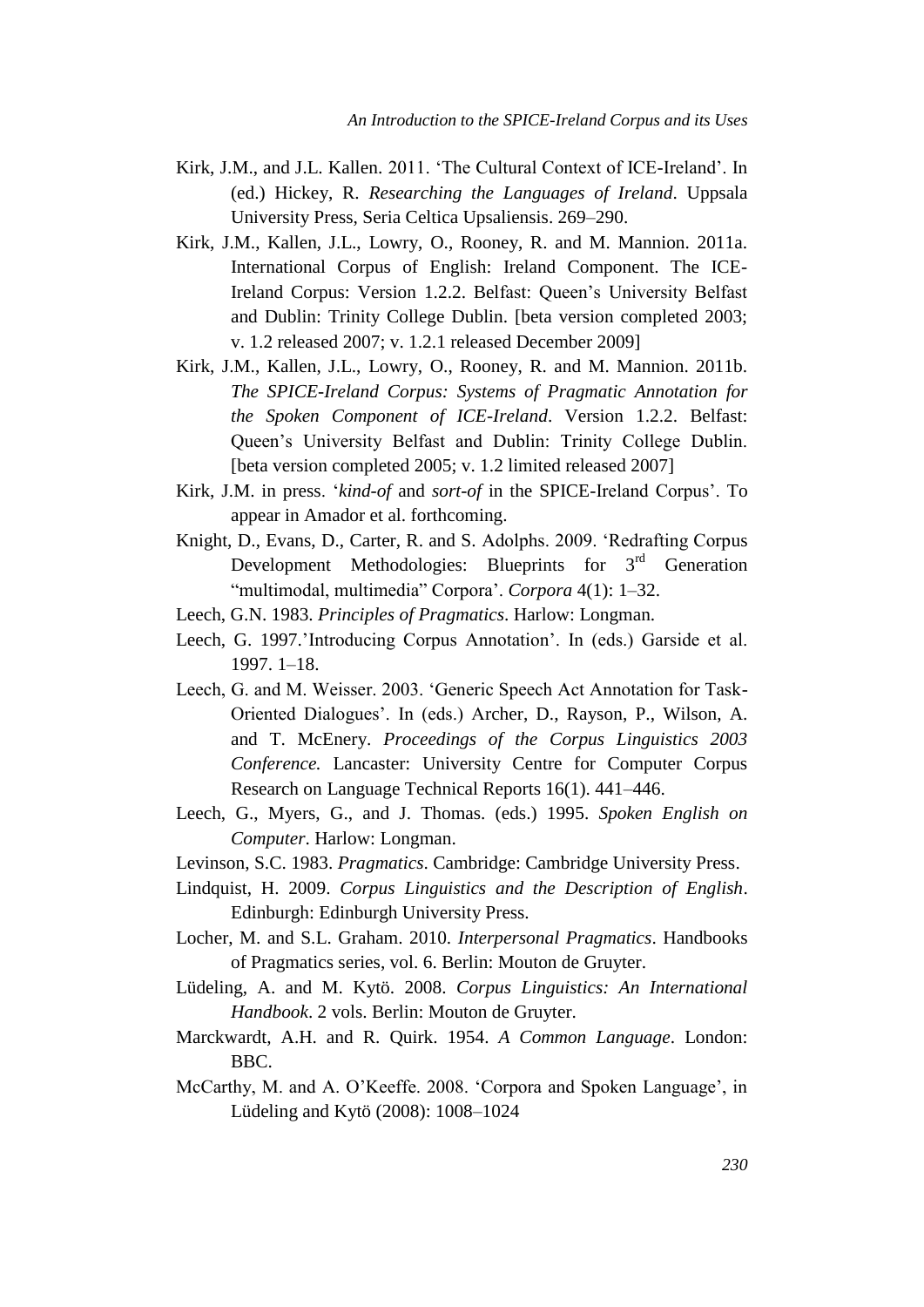Kirk, J.M., and J.L. Kallen. 2011. 'The Cultural Context of ICE-Ireland'. In (ed.) Hickey, R. *Researching the Languages of Ireland*. Uppsala University Press, Seria Celtica Upsaliensis. 269–290.

Kirk, J.M., Kallen, J.L., Lowry, O., Rooney, R. and M. Mannion. 2011a. International Corpus of English: Ireland Component. The ICE-Ireland Corpus: Version 1.2.2. Belfast: Queen's University Belfast and Dublin: Trinity College Dublin. [beta version completed 2003; v. 1.2 released 2007; v. 1.2.1 released December 2009]

Kirk, J.M., Kallen, J.L., Lowry, O., Rooney, R. and M. Mannion. 2011b. *The SPICE-Ireland Corpus: Systems of Pragmatic Annotation for the Spoken Component of ICE-Ireland*. Version 1.2.2. Belfast: Queen's University Belfast and Dublin: Trinity College Dublin. [beta version completed 2005; v. 1.2 limited released 2007]

Kirk, J.M. in press. '*kind-of* and *sort-of* in the SPICE-Ireland Corpus'. To appear in Amador et al. forthcoming.

Knight, D., Evans, D., Carter, R. and S. Adolphs. 2009. 'Redrafting Corpus Development Methodologies: Blueprints for 3rd Generation "multimodal, multimedia" Corpora'. *Corpora* 4(1): 1–32.

Leech, G.N. 1983. *Principles of Pragmatics*. Harlow: Longman.

Leech, G. 1997.'Introducing Corpus Annotation'. In (eds.) Garside et al. 1997. 1–18.

Leech, G. and M. Weisser. 2003. 'Generic Speech Act Annotation for Task-Oriented Dialogues'. In (eds.) Archer, D., Rayson, P., Wilson, A. and T. McEnery. *Proceedings of the Corpus Linguistics 2003 Conference.* Lancaster: University Centre for Computer Corpus Research on Language Technical Reports 16(1). 441–446.

Leech, G., Myers, G., and J. Thomas. (eds.) 1995. *Spoken English on Computer*. Harlow: Longman.

Levinson, S.C. 1983. *Pragmatics*. Cambridge: Cambridge University Press.

Lindquist, H. 2009. *Corpus Linguistics and the Description of English*. Edinburgh: Edinburgh University Press.

Locher, M. and S.L. Graham. 2010. *Interpersonal Pragmatics*. Handbooks of Pragmatics series, vol. 6. Berlin: Mouton de Gruyter.

Lüdeling, A. and M. Kytö. 2008. *Corpus Linguistics: An International Handbook*. 2 vols. Berlin: Mouton de Gruyter.

Marckwardt, A.H. and R. Quirk. 1954. *A Common Language*. London: BBC.

McCarthy, M. and A. O'Keeffe. 2008. 'Corpora and Spoken Language', in Lüdeling and Kytö (2008): 1008–1024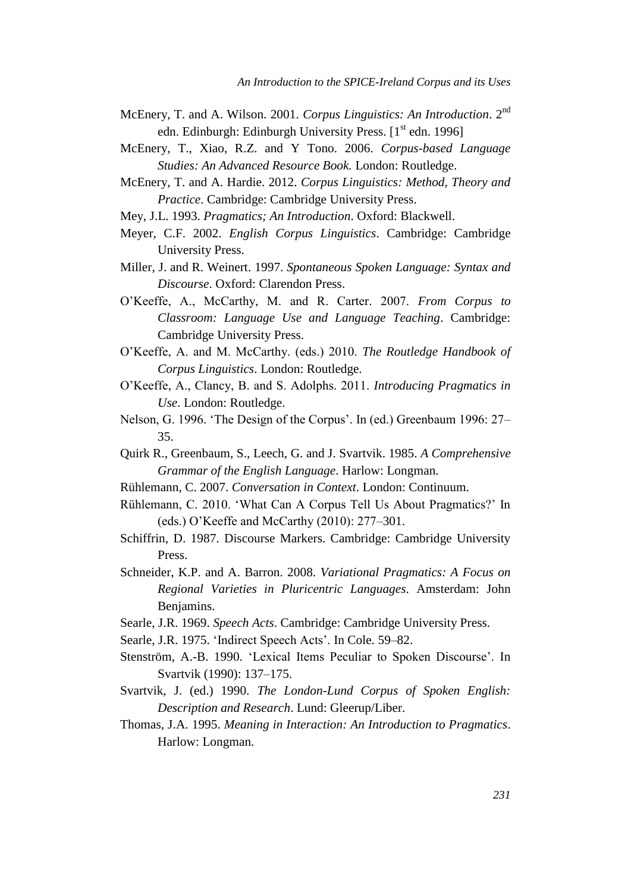McEnery, T. and A. Wilson. 2001. *Corpus Linguistics: An Introduction*. 2nd edn. Edinburgh: Edinburgh University Press. [1st edn. 1996]

McEnery, T., Xiao, R.Z. and Y Tono. 2006. *Corpus-based Language Studies: An Advanced Resource Book.* London: Routledge.

McEnery, T. and A. Hardie. 2012. *Corpus Linguistics: Method, Theory and Practice*. Cambridge: Cambridge University Press.

Mey, J.L. 1993. *Pragmatics; An Introduction*. Oxford: Blackwell.

Meyer, C.F. 2002. *English Corpus Linguistics*. Cambridge: Cambridge University Press.

Miller, J. and R. Weinert. 1997. *Spontaneous Spoken Language: Syntax and Discourse*. Oxford: Clarendon Press.

O'Keeffe, A., McCarthy, M. and R. Carter. 2007. *From Corpus to Classroom: Language Use and Language Teaching*. Cambridge: Cambridge University Press.

O'Keeffe, A. and M. McCarthy. (eds.) 2010. *The Routledge Handbook of Corpus Linguistics*. London: Routledge.

O'Keeffe, A., Clancy, B. and S. Adolphs. 2011. *Introducing Pragmatics in Use*. London: Routledge.

Nelson, G. 1996. 'The Design of the Corpus'. In (ed.) Greenbaum 1996: 27–35.

Quirk R., Greenbaum, S., Leech, G. and J. Svartvik. 1985. *A Comprehensive Grammar of the English Language*. Harlow: Longman.

Rühlemann, C. 2007. *Conversation in Context*. London: Continuum.

Rühlemann, C. 2010. 'What Can A Corpus Tell Us About Pragmatics?' In (eds.) O'Keeffe and McCarthy (2010): 277–301.

Schiffrin, D. 1987. Discourse Markers. Cambridge: Cambridge University Press.

Schneider, K.P. and A. Barron. 2008. *Variational Pragmatics: A Focus on Regional Varieties in Pluricentric Languages*. Amsterdam: John Benjamins.

Searle, J.R. 1969. *Speech Acts*. Cambridge: Cambridge University Press.

Searle, J.R. 1975. 'Indirect Speech Acts'. In Cole. 59–82.

Stenström, A.-B. 1990. 'Lexical Items Peculiar to Spoken Discourse'. In Svartvik (1990): 137–175.

Svartvik, J. (ed.) 1990. *The London-Lund Corpus of Spoken English: Description and Research*. Lund: Gleerup/Liber.

Thomas, J.A. 1995. *Meaning in Interaction: An Introduction to Pragmatics*. Harlow: Longman.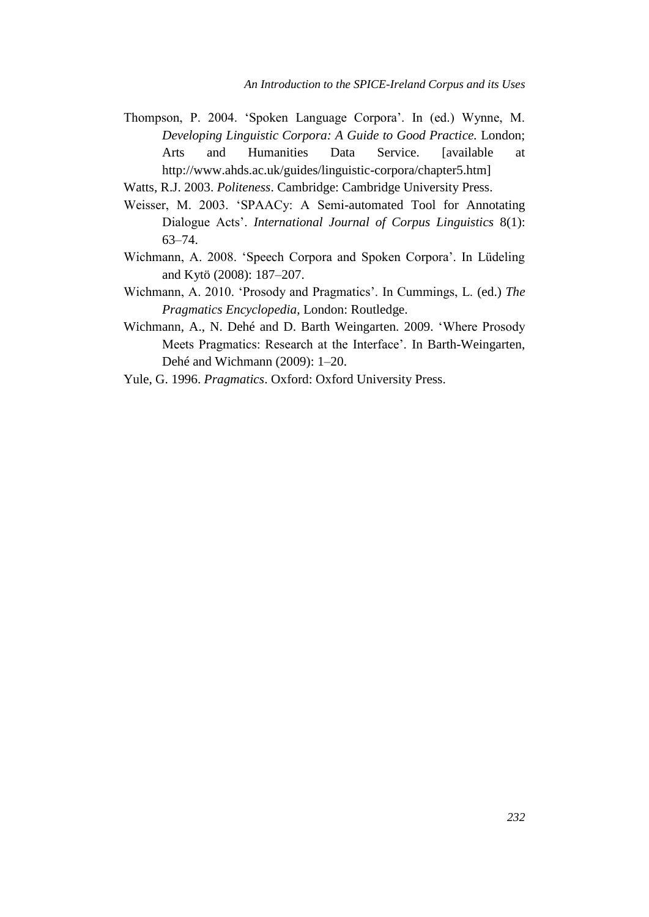Thompson, P. 2004. ‘Spoken Language Corpora’. In (ed.) Wynne, M. *Developing Linguistic Corpora: A Guide to Good Practice.* London; Arts and Humanities Data Service. [available at http://www.ahds.ac.uk/guides/linguistic-corpora/chapter5.htm]

Watts, R.J. 2003. *Politeness*. Cambridge: Cambridge University Press.

Weisser, M. 2003. ‘SPAACy: A Semi-automated Tool for Annotating Dialogue Acts’. *International Journal of Corpus Linguistics* 8(1): 63–74.

Wichmann, A. 2008. ‘Speech Corpora and Spoken Corpora’. In Lüdeling and Kytö (2008): 187–207.

Wichmann, A. 2010. ‘Prosody and Pragmatics’. In Cummings, L. (ed.) *The Pragmatics Encyclopedia*, London: Routledge.

Wichmann, A., N. Dehé and D. Barth Weingarten. 2009. ‘Where Prosody Meets Pragmatics: Research at the Interface’. In Barth-Weingarten, Dehé and Wichmann (2009): 1–20.

Yule, G. 1996. *Pragmatics*. Oxford: Oxford University Press.